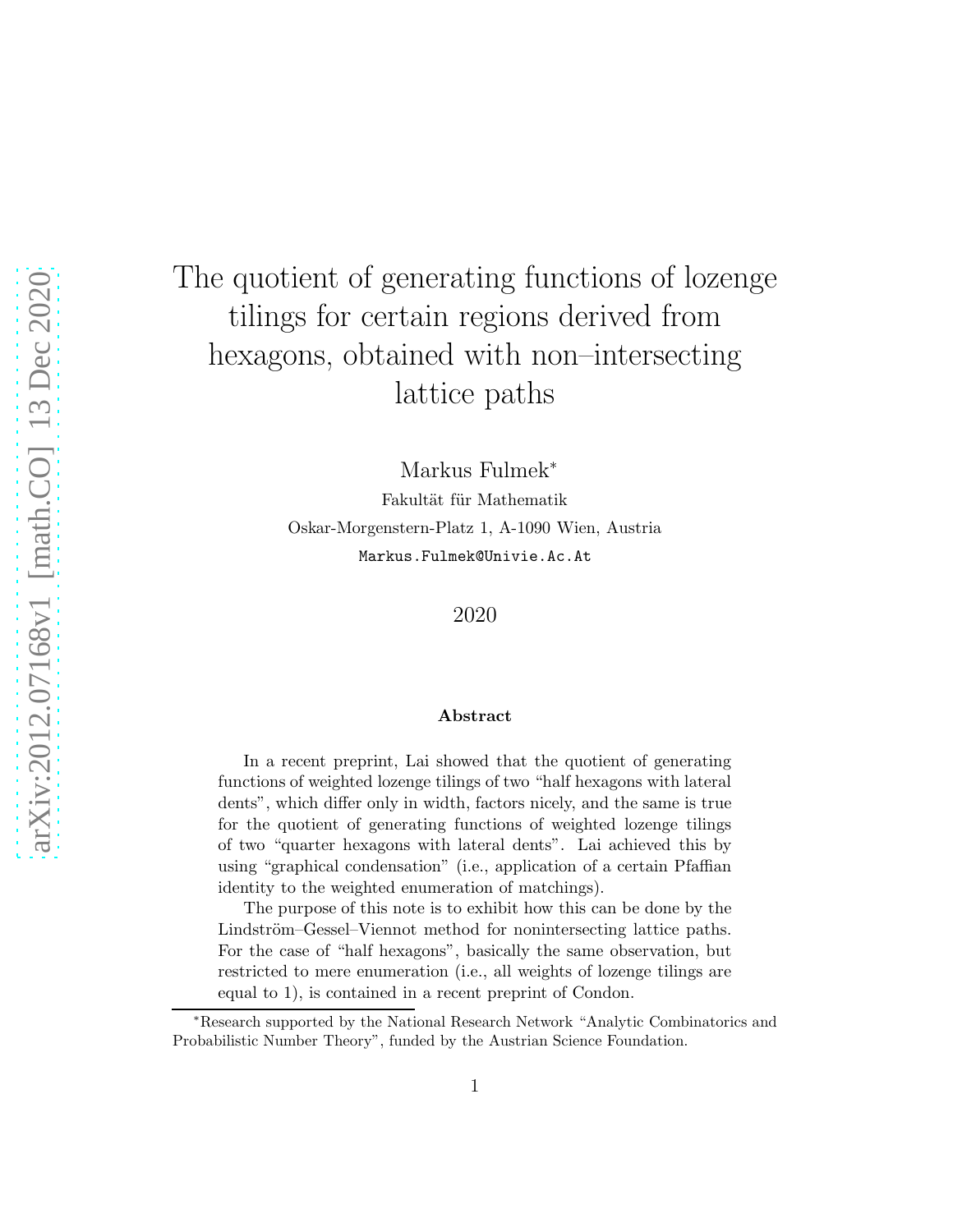# The quotient of generating functions of lozenge tilings for certain regions derived from hexagons, obtained with non–intersecting lattice paths

Markus Fulmek*

Fakultät für Mathematik

Oskar-Morgenstern-Platz 1, A-1090 Wien, Austria

Markus.Fulmek@Univie.Ac.At

2020

### Abstract

In a recent preprint, Lai showed that the quotient of generating functions of weighted lozenge tilings of two "half hexagons with lateral dents", which differ only in width, factors nicely, and the same is true for the quotient of generating functions of weighted lozenge tilings of two "quarter hexagons with lateral dents". Lai achieved this by using "graphical condensation" (i.e., application of a certain Pfaffian identity to the weighted enumeration of matchings).

The purpose of this note is to exhibit how this can be done by the Lindström–Gessel–Viennot method for nonintersecting lattice paths. For the case of "half hexagons", basically the same observation, but restricted to mere enumeration (i.e., all weights of lozenge tilings are equal to 1), is contained in a recent preprint of Condon.

---

*Research supported by the National Research Network "Analytic Combinatorics and Probabilistic Number Theory", funded by the Austrian Science Foundation.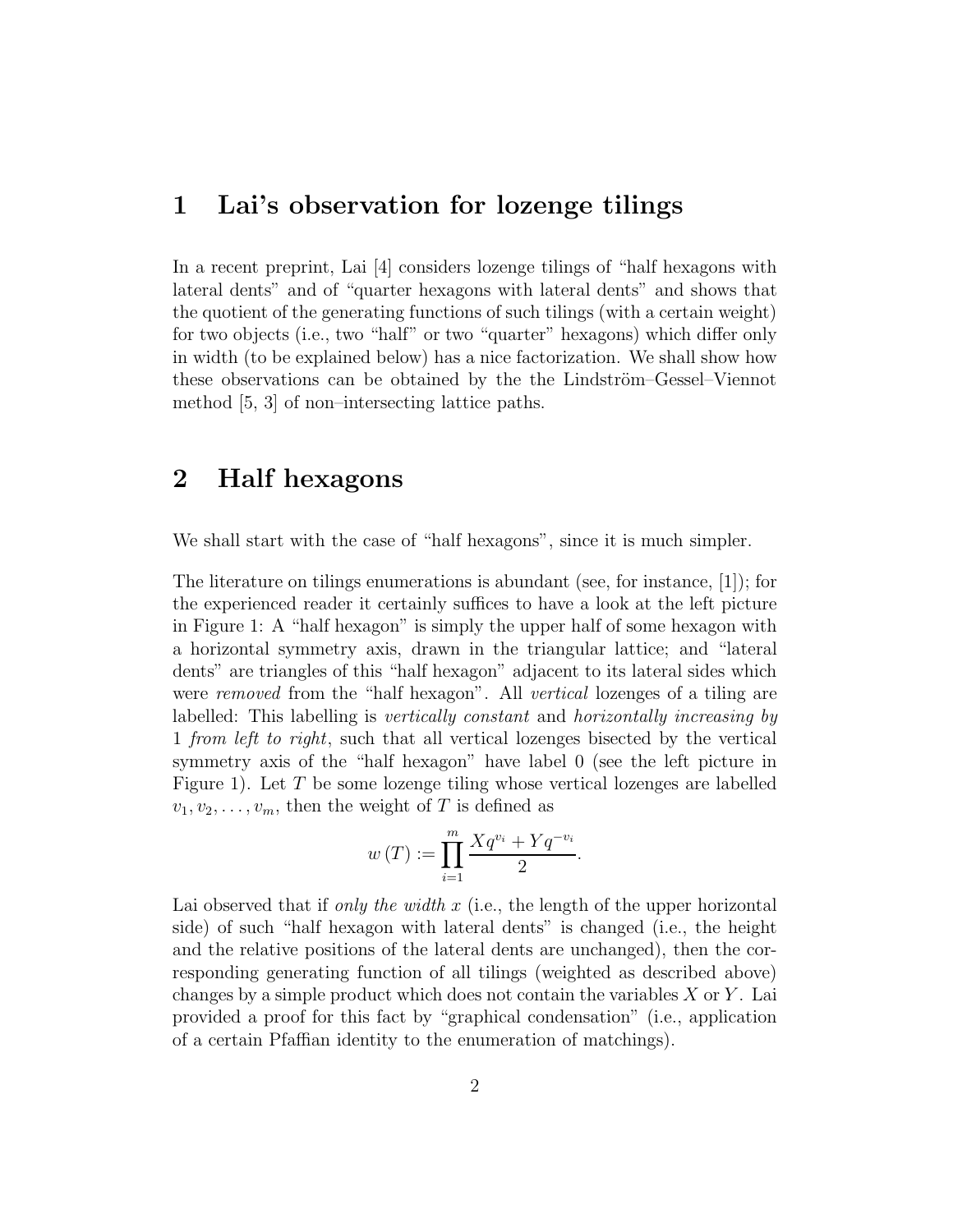## 1 Lai's observation for lozenge tilings

In a recent preprint, Lai [4] considers lozenge tilings of "half hexagons with lateral dents" and of "quarter hexagons with lateral dents" and shows that the quotient of the generating functions of such tilings (with a certain weight) for two objects (i.e., two "half" or two "quarter" hexagons) which differ only in width (to be explained below) has a nice factorization. We shall show how these observations can be obtained by the the Lindström–Gessel–Viennot method [5, 3] of non–intersecting lattice paths.

## 2 Half hexagons

We shall start with the case of "half hexagons", since it is much simpler.

The literature on tilings enumerations is abundant (see, for instance, [1]); for the experienced reader it certainly suffices to have a look at the left picture in Figure 1: A "half hexagon" is simply the upper half of some hexagon with a horizontal symmetry axis, drawn in the triangular lattice; and "lateral dents" are triangles of this "half hexagon" adjacent to its lateral sides which were *removed* from the "half hexagon". All *vertical* lozenges of a tiling are labelled: This labelling is *vertically constant* and *horizontally increasing by* 1 *from left to right*, such that all vertical lozenges bisected by the vertical symmetry axis of the "half hexagon" have label 0 (see the left picture in Figure 1). Let $T$ be some lozenge tiling whose vertical lozenges are labelled $v_1, v_2, \dots, v_m$, then the weight of $T$ is defined as

$$w(T) := \prod_{i=1}^{m} \frac{Xq^{v_i} + Yq^{-v_i}}{2}.$$

Lai observed that if *only the width* $x$ (i.e., the length of the upper horizontal side) of such "half hexagon with lateral dents" is changed (i.e., the height and the relative positions of the lateral dents are unchanged), then the corresponding generating function of all tilings (weighted as described above) changes by a simple product which does not contain the variables $X$ or $Y$. Lai provided a proof for this fact by "graphical condensation" (i.e., application of a certain Pfaffian identity to the enumeration of matchings).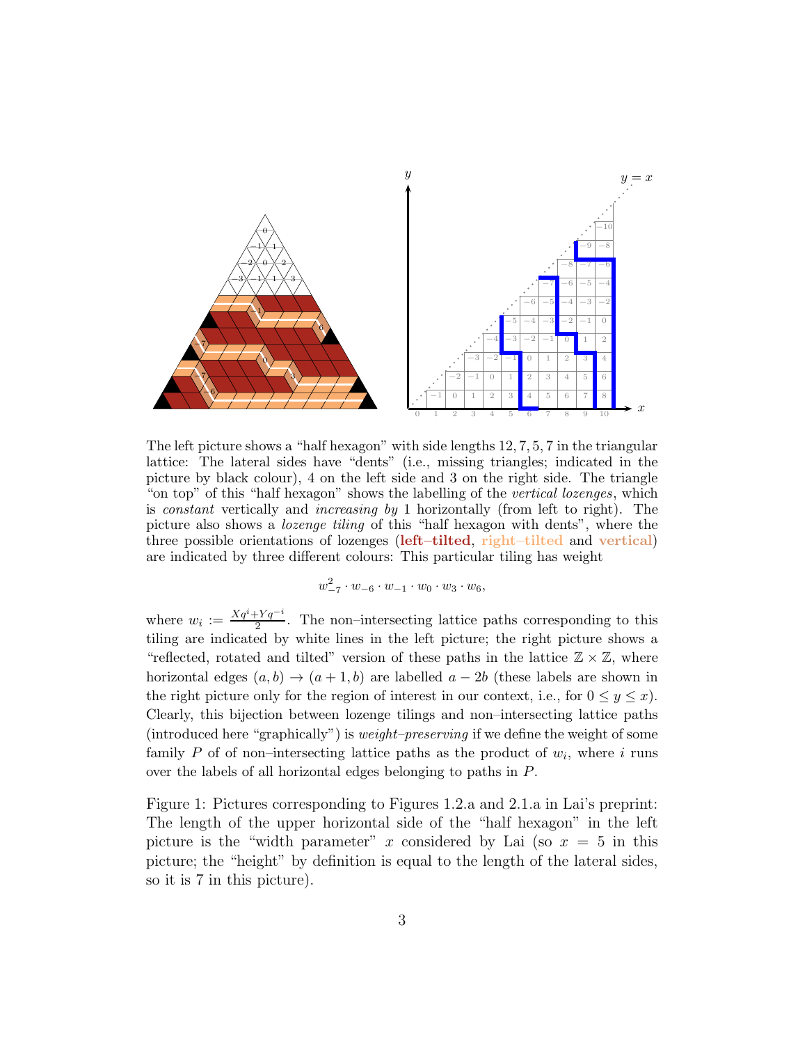The left picture shows a "half hexagon" with side lengths 12, 7, 5, 7 in the triangular lattice: The lateral sides have "dents" (i.e., missing triangles; indicated in the picture by black colour), 4 on the left side and 3 on the right side. The triangle "on top" of this "half hexagon" shows the labelling of the *vertical lozenges*, which is *constant* vertically and *increasing by* 1 horizontally (from left to right). The picture also shows a *lozenge tiling* of this "half hexagon with dents", where the three possible orientations of lozenges (**left–tilted**, **right–tilted** and **vertical**) are indicated by three different colours: This particular tiling has weight

$$w_{-7}^2 \cdot w_{-6} \cdot w_{-1} \cdot w_0 \cdot w_3 \cdot w_6,$$

where $w_i := \frac{Xq^i + Yq^{-i}}{2}$. The non–intersecting lattice paths corresponding to this tiling are indicated by white lines in the left picture; the right picture shows a "reflected, rotated and tilted" version of these paths in the lattice $\mathbb{Z} \times \mathbb{Z}$, where horizontal edges $(a, b) \to (a + 1, b)$ are labelled $a - 2b$ (these labels are shown in the right picture only for the region of interest in our context, i.e., for $0 \le y \le x$). Clearly, this bijection between lozenge tilings and non–intersecting lattice paths (introduced here "graphically") is *weight–preserving* if we define the weight of some family $P$ of of non–intersecting lattice paths as the product of $w_i$, where $i$ runs over the labels of all horizontal edges belonging to paths in $P$.

Figure 1: Pictures corresponding to Figures 1.2.a and 2.1.a in Lai's preprint: The length of the upper horizontal side of the "half hexagon" in the left picture is the "width parameter" $x$ considered by Lai (so $x = 5$ in this picture; the "height" by definition is equal to the length of the lateral sides, so it is 7 in this picture).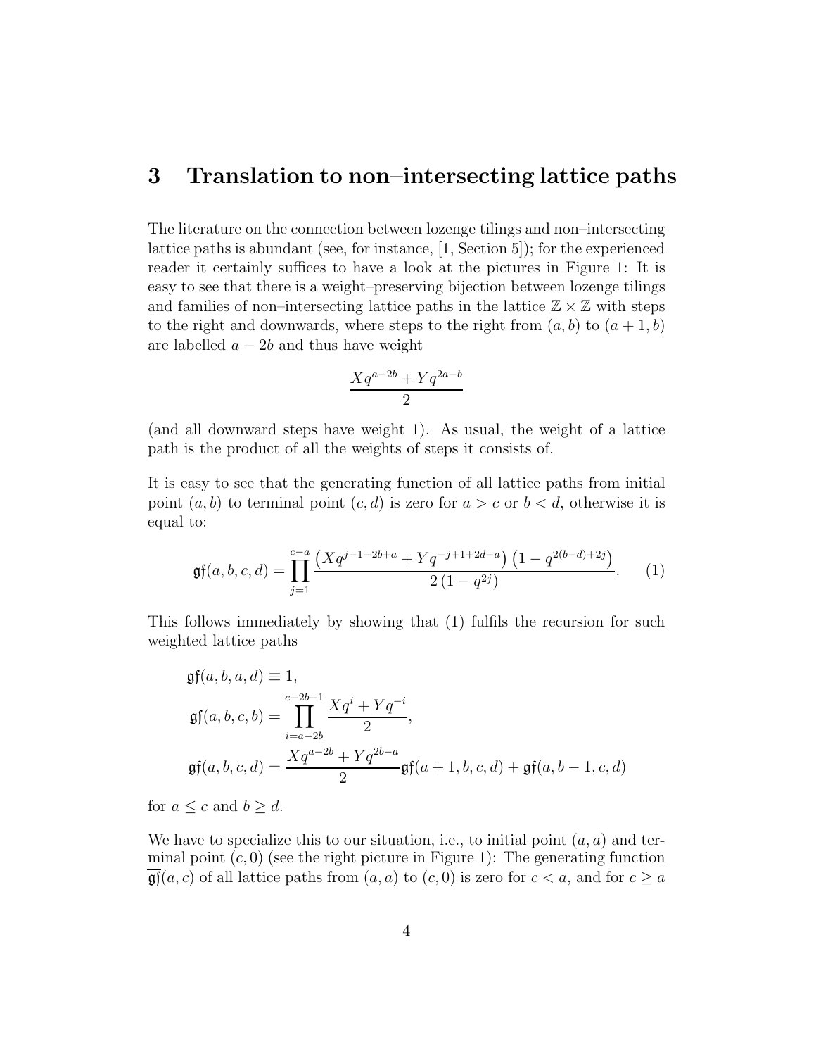## 3 Translation to non–intersecting lattice paths

The literature on the connection between lozenge tilings and non–intersecting lattice paths is abundant (see, for instance, [1, Section 5]); for the experienced reader it certainly suffices to have a look at the pictures in Figure 1: It is easy to see that there is a weight–preserving bijection between lozenge tilings and families of non–intersecting lattice paths in the lattice $\mathbb{Z} \times \mathbb{Z}$ with steps to the right and downwards, where steps to the right from $(a, b)$ to $(a + 1, b)$ are labelled $a - 2b$ and thus have weight

$$\frac{Xq^{a-2b} + Yq^{2a-b}}{2}$$

(and all downward steps have weight 1). As usual, the weight of a lattice path is the product of all the weights of steps it consists of.

It is easy to see that the generating function of all lattice paths from initial point $(a, b)$ to terminal point $(c, d)$ is zero for $a > c$ or $b < d$, otherwise it is equal to:

$$\mathfrak{gf}(a, b, c, d) = \prod_{j=1}^{c-a} \frac{\left(Xq^{j-1-2b+a} + Yq^{-j+1+2d-a}\right)\left(1 - q^{2(b-d)+2j}\right)}{2\left(1 - q^{2j}\right)}. \qquad (1)$$

This follows immediately by showing that (1) fulfils the recursion for such weighted lattice paths

$$\mathfrak{gf}(a, b, a, d) \equiv 1,$$

$$\mathfrak{gf}(a, b, c, b) = \prod_{i=a-2b}^{c-2b-1} \frac{Xq^{i} + Yq^{-i}}{2},$$

$$\mathfrak{gf}(a, b, c, d) = \frac{Xq^{a-2b} + Yq^{2b-a}}{2} \mathfrak{gf}(a + 1, b, c, d) + \mathfrak{gf}(a, b - 1, c, d)$$

for $a \leq c$ and $b \geq d$.

We have to specialize this to our situation, i.e., to initial point $(a, a)$ and terminal point $(c, 0)$ (see the right picture in Figure 1): The generating function $\overline{\mathfrak{gf}}(a, c)$ of all lattice paths from $(a, a)$ to $(c, 0)$ is zero for $c < a$, and for $c \geq a$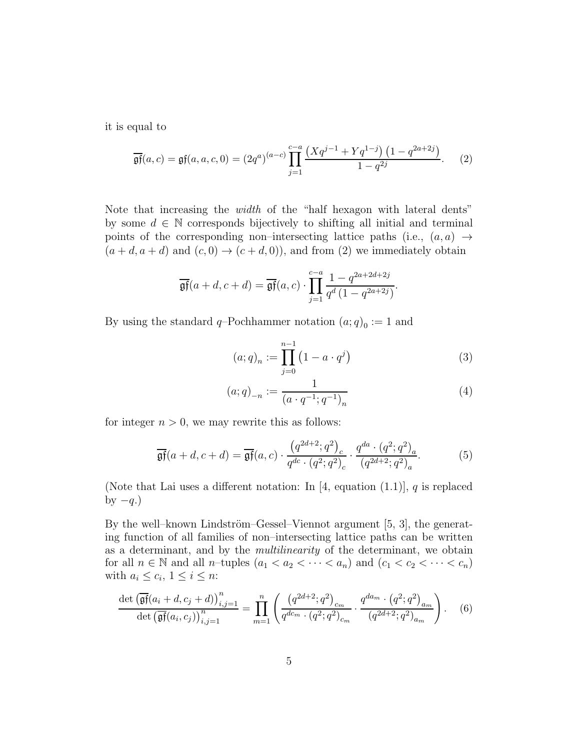it is equal to

$$\overline{\mathfrak{gf}}(a,c) = \mathfrak{gf}(a,a,c,0) = (2q^a)^{(a-c)} \prod_{j=1}^{c-a} \frac{\left(Xq^{j-1} + Yq^{1-j}\right)\left(1 - q^{2a+2j}\right)}{1 - q^{2j}}. \tag{2}$$

Note that increasing the *width* of the "half hexagon with lateral dents" by some $d \in \mathbb{N}$ corresponds bijectively to shifting all initial and terminal points of the corresponding non–intersecting lattice paths (i.e., $(a,a) \to (a+d, a+d)$ and $(c,0) \to (c+d,0)$), and from (2) we immediately obtain

$$\overline{\mathfrak{gf}}(a+d, c+d) = \overline{\mathfrak{gf}}(a,c) \cdot \prod_{j=1}^{c-a} \frac{1 - q^{2a+2d+2j}}{q^d\left(1 - q^{2a+2j}\right)}.$$

By using the standard $q$–Pochhammer notation $(a;q)_0 := 1$ and

$$(a;q)_n := \prod_{j=0}^{n-1} \left(1 - a \cdot q^j\right) \tag{3}$$

$$(a;q)_{-n} := \frac{1}{\left(a \cdot q^{-1}; q^{-1}\right)_n} \tag{4}$$

for integer $n > 0$, we may rewrite this as follows:

$$\overline{\mathfrak{gf}}(a+d, c+d) = \overline{\mathfrak{gf}}(a,c) \cdot \frac{\left(q^{2d+2}; q^2\right)_c}{q^{dc} \cdot \left(q^2; q^2\right)_c} \cdot \frac{q^{da} \cdot \left(q^2; q^2\right)_a}{\left(q^{2d+2}; q^2\right)_a}. \tag{5}$$

(Note that Lai uses a different notation: In [4, equation (1.1)], $q$ is replaced by $-q$.)

By the well–known Lindström–Gessel–Viennot argument [5, 3], the generating function of all families of non–intersecting lattice paths can be written as a determinant, and by the *multilinearity* of the determinant, we obtain for all $n \in \mathbb{N}$ and all $n$–tuples $(a_1 < a_2 < \cdots < a_n)$ and $(c_1 < c_2 < \cdots < c_n)$ with $a_i \leq c_i$, $1 \leq i \leq n$:

$$\frac{\det\left(\overline{\mathfrak{gf}}(a_i + d, c_j + d)\right)_{i,j=1}^n}{\det\left(\overline{\mathfrak{gf}}(a_i, c_j)\right)_{i,j=1}^n} = \prod_{m=1}^n \left( \frac{\left(q^{2d+2}; q^2\right)_{c_m}}{q^{dc_m} \cdot \left(q^2; q^2\right)_{c_m}} \cdot \frac{q^{da_m} \cdot \left(q^2; q^2\right)_{a_m}}{\left(q^{2d+2}; q^2\right)_{a_m}} \right). \tag{6}$$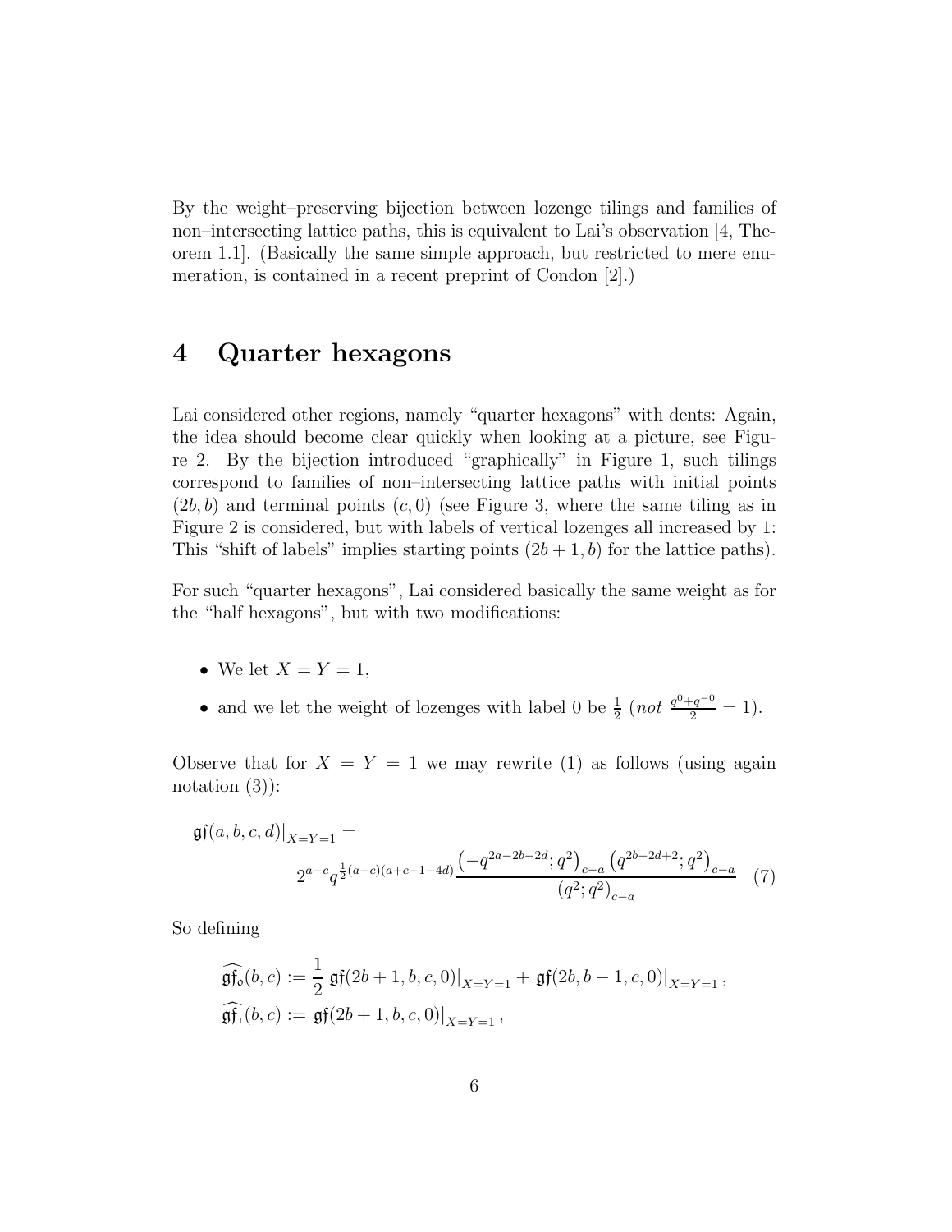By the weight–preserving bijection between lozenge tilings and families of non–intersecting lattice paths, this is equivalent to Lai's observation [4, Theorem 1.1]. (Basically the same simple approach, but restricted to mere enumeration, is contained in a recent preprint of Condon [2].)

# 4 Quarter hexagons

Lai considered other regions, namely "quarter hexagons" with dents: Again, the idea should become clear quickly when looking at a picture, see Figure 2. By the bijection introduced "graphically" in Figure 1, such tilings correspond to families of non–intersecting lattice paths with initial points $(2b, b)$ and terminal points $(c, 0)$ (see Figure 3, where the same tiling as in Figure 2 is considered, but with labels of vertical lozenges all increased by 1: This "shift of labels" implies starting points $(2b+1, b)$ for the lattice paths).

For such "quarter hexagons", Lai considered basically the same weight as for the "half hexagons", but with two modifications:

- We let $X = Y = 1$,
- and we let the weight of lozenges with label 0 be $\frac{1}{2}$ (*not* $\frac{q^0+q^{-0}}{2} = 1$).

Observe that for $X = Y = 1$ we may rewrite (1) as follows (using again notation (3)):

$$\mathfrak{gf}(a,b,c,d)\big|_{X=Y=1} = 2^{a-c} q^{\frac{1}{2}(a-c)(a+c-1-4d)} \frac{\left(-q^{2a-2b-2d};q^2\right)_{c-a}\left(q^{2b-2d+2};q^2\right)_{c-a}}{\left(q^2;q^2\right)_{c-a}} \quad (7)$$

So defining

$$\widehat{\mathfrak{gf}}_{\mathfrak{o}}(b,c) := \frac{1}{2}\,\mathfrak{gf}(2b+1,b,c,0)\big|_{X=Y=1} + \mathfrak{gf}(2b,b-1,c,0)\big|_{X=Y=1},$$
$$\widehat{\mathfrak{gf}}_{\mathfrak{1}}(b,c) := \mathfrak{gf}(2b+1,b,c,0)\big|_{X=Y=1},$$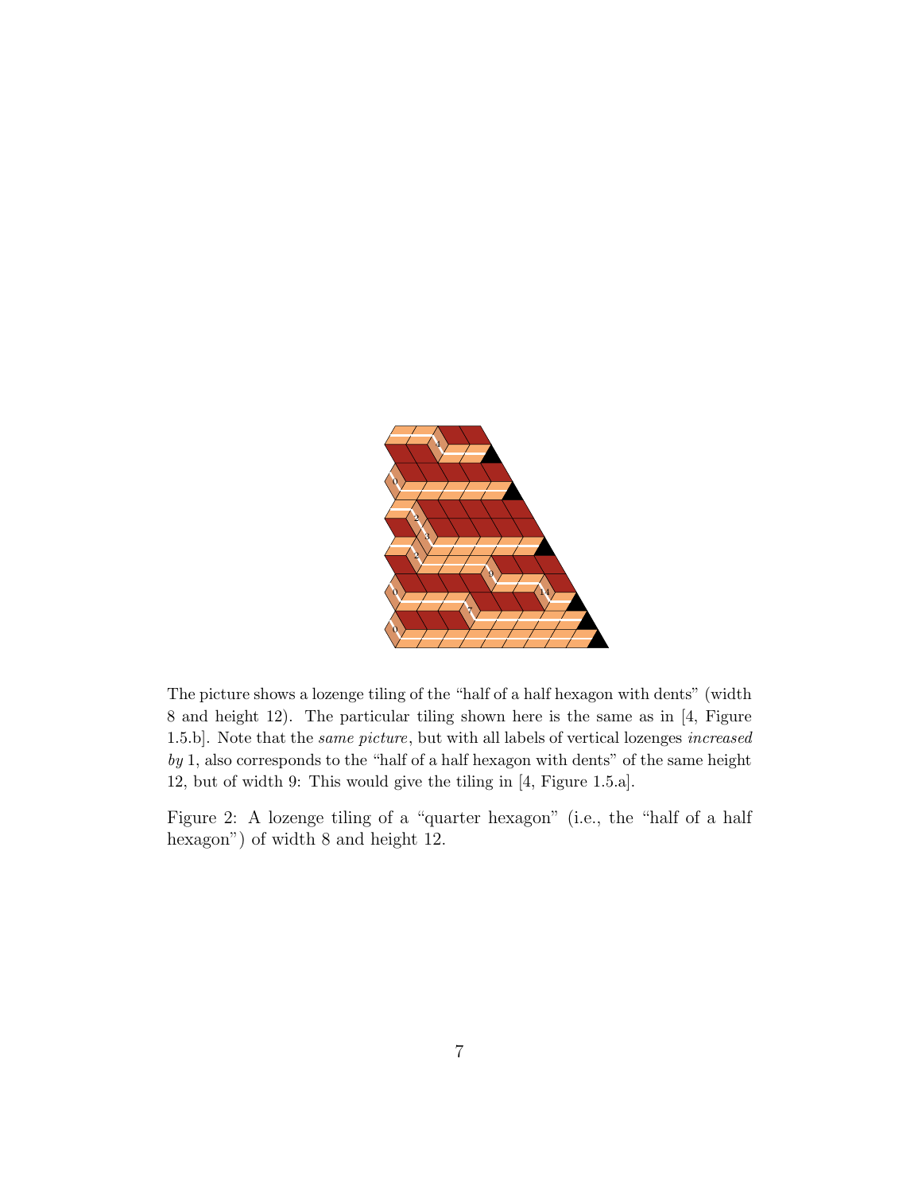The picture shows a lozenge tiling of the "half of a half hexagon with dents" (width 8 and height 12). The particular tiling shown here is the same as in [4, Figure 1.5.b]. Note that the *same picture*, but with all labels of vertical lozenges *increased by* 1, also corresponds to the "half of a half hexagon with dents" of the same height 12, but of width 9: This would give the tiling in [4, Figure 1.5.a].

Figure 2: A lozenge tiling of a "quarter hexagon" (i.e., the "half of a half hexagon") of width 8 and height 12.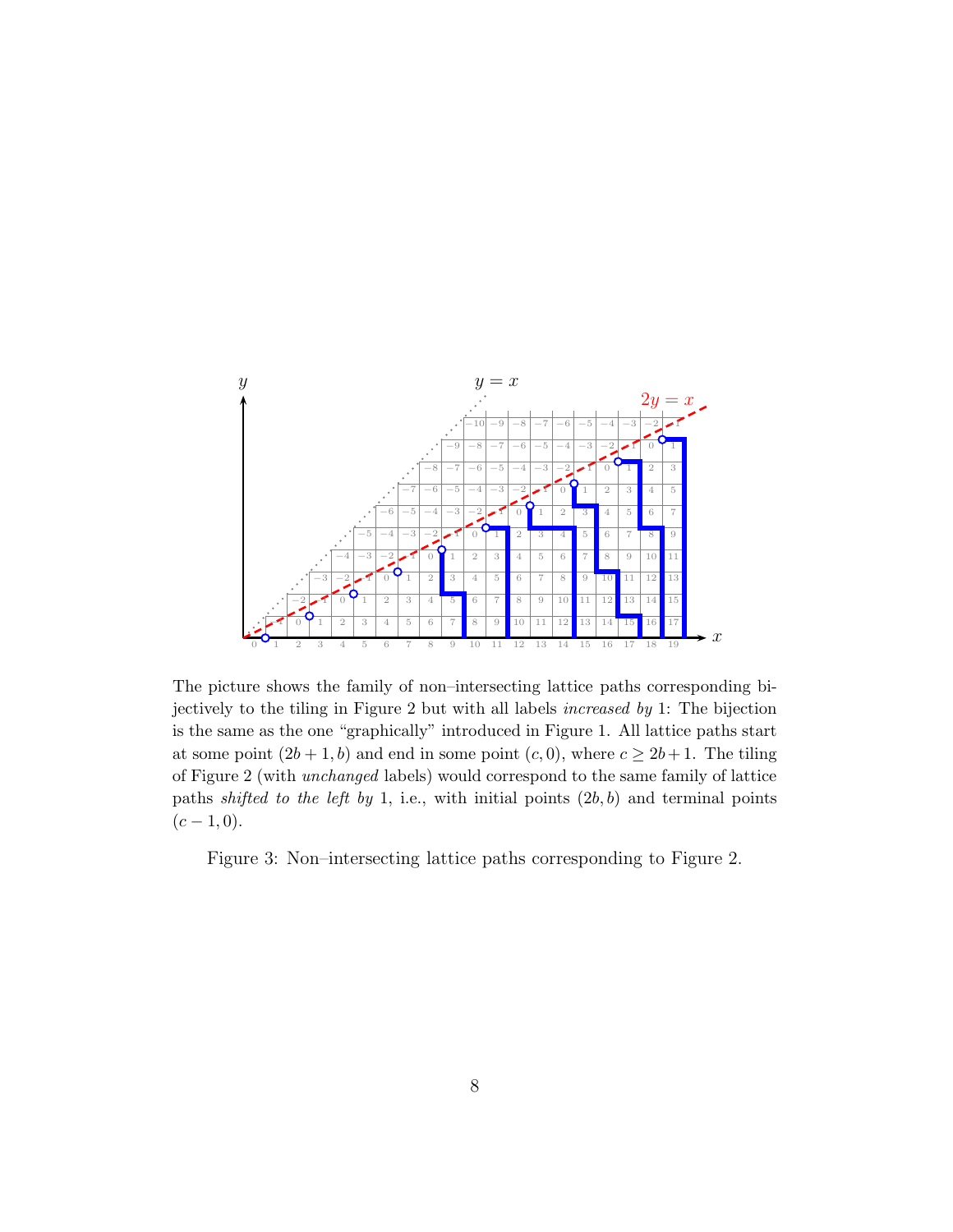The picture shows the family of non–intersecting lattice paths corresponding bijectively to the tiling in Figure 2 but with all labels *increased by* 1: The bijection is the same as the one "graphically" introduced in Figure 1. All lattice paths start at some point $(2b+1, b)$ and end in some point $(c, 0)$, where $c \geq 2b+1$. The tiling of Figure 2 (with *unchanged* labels) would correspond to the same family of lattice paths *shifted to the left by* 1, i.e., with initial points $(2b, b)$ and terminal points $(c-1, 0)$.

Figure 3: Non–intersecting lattice paths corresponding to Figure 2.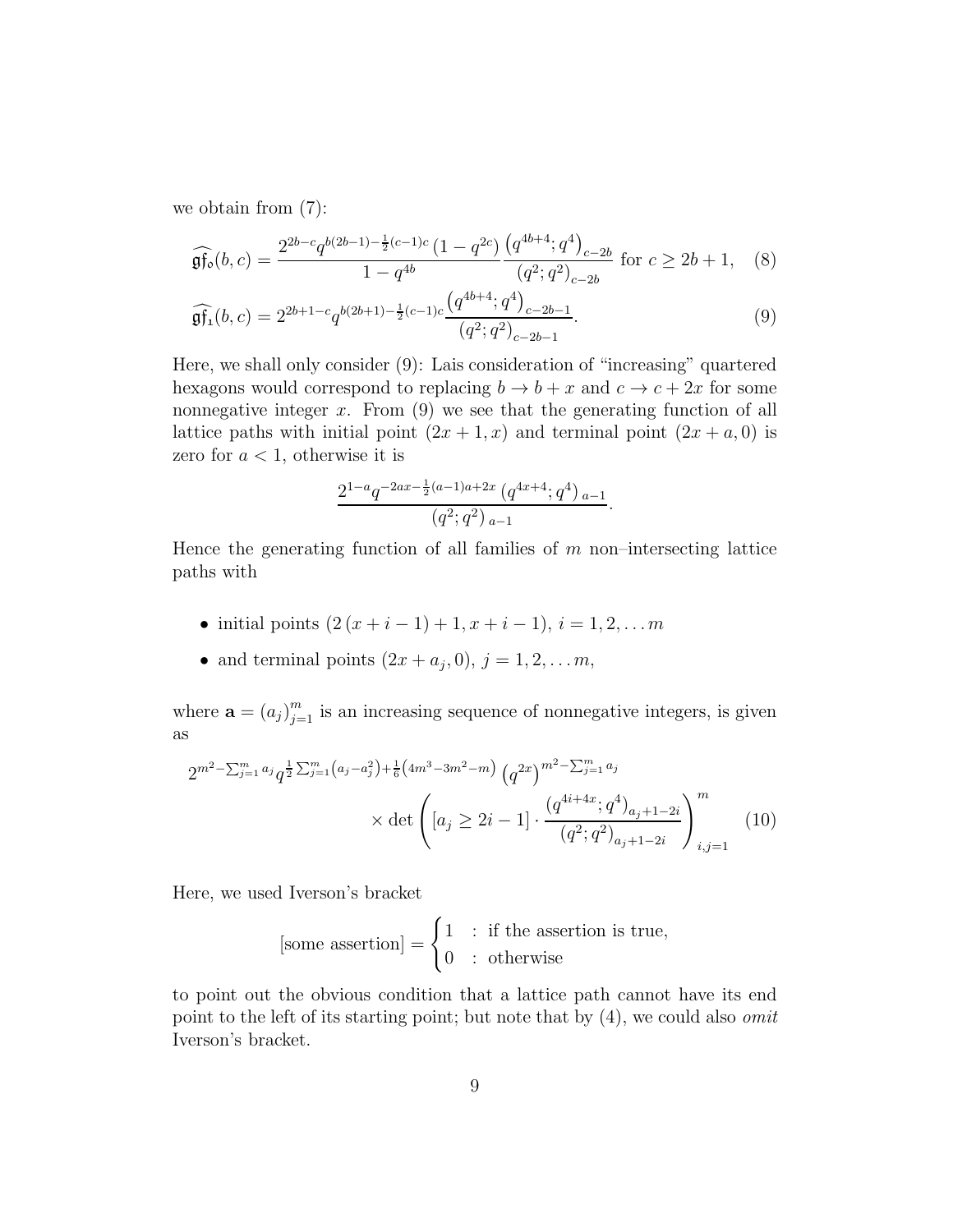we obtain from (7):

$$\widehat{\mathfrak{gf}_{\mathfrak{o}}}(b,c) = \frac{2^{2b-c} q^{b(2b-1)-\frac{1}{2}(c-1)c} \left(1-q^{2c}\right)}{1-q^{4b}} \frac{\left(q^{4b+4};q^4\right)_{c-2b}}{\left(q^2;q^2\right)_{c-2b}} \text{ for } c \geq 2b+1, \quad (8)$$

$$\widehat{\mathfrak{gf}_{\mathfrak{1}}}(b,c) = 2^{2b+1-c} q^{b(2b+1)-\frac{1}{2}(c-1)c} \frac{\left(q^{4b+4};q^4\right)_{c-2b-1}}{\left(q^2;q^2\right)_{c-2b-1}}. \quad (9)$$

Here, we shall only consider (9): Lais consideration of "increasing" quartered hexagons would correspond to replacing $b \to b+x$ and $c \to c+2x$ for some nonnegative integer $x$. From (9) we see that the generating function of all lattice paths with initial point $(2x+1, x)$ and terminal point $(2x+a, 0)$ is zero for $a < 1$, otherwise it is

$$\frac{2^{1-a} q^{-2ax-\frac{1}{2}(a-1)a+2x} \left(q^{4x+4};q^4\right)_{a-1}}{\left(q^2;q^2\right)_{a-1}}.$$

Hence the generating function of all families of $m$ non–intersecting lattice paths with

- initial points $(2(x+i-1)+1, x+i-1)$, $i = 1, 2, \dots m$
- and terminal points $(2x+a_j, 0)$, $j = 1, 2, \dots m$,

where $\mathbf{a} = (a_j)_{j=1}^m$ is an increasing sequence of nonnegative integers, is given as

$$2^{m^2-\sum_{j=1}^m a_j} q^{\frac{1}{2}\sum_{j=1}^m \left(a_j - a_j^2\right)+\frac{1}{6}\left(4m^3-3m^2-m\right)} \left(q^{2x}\right)^{m^2-\sum_{j=1}^m a_j} \times \det\left( [a_j \geq 2i-1] \cdot \frac{\left(q^{4i+4x};q^4\right)_{a_j+1-2i}}{\left(q^2;q^2\right)_{a_j+1-2i}} \right)_{i,j=1}^m \quad (10)$$

Here, we used Iverson's bracket

$$[\text{some assertion}] = \begin{cases} 1 & : \text{ if the assertion is true,} \\ 0 & : \text{ otherwise} \end{cases}$$

to point out the obvious condition that a lattice path cannot have its end point to the left of its starting point; but note that by (4), we could also *omit* Iverson's bracket.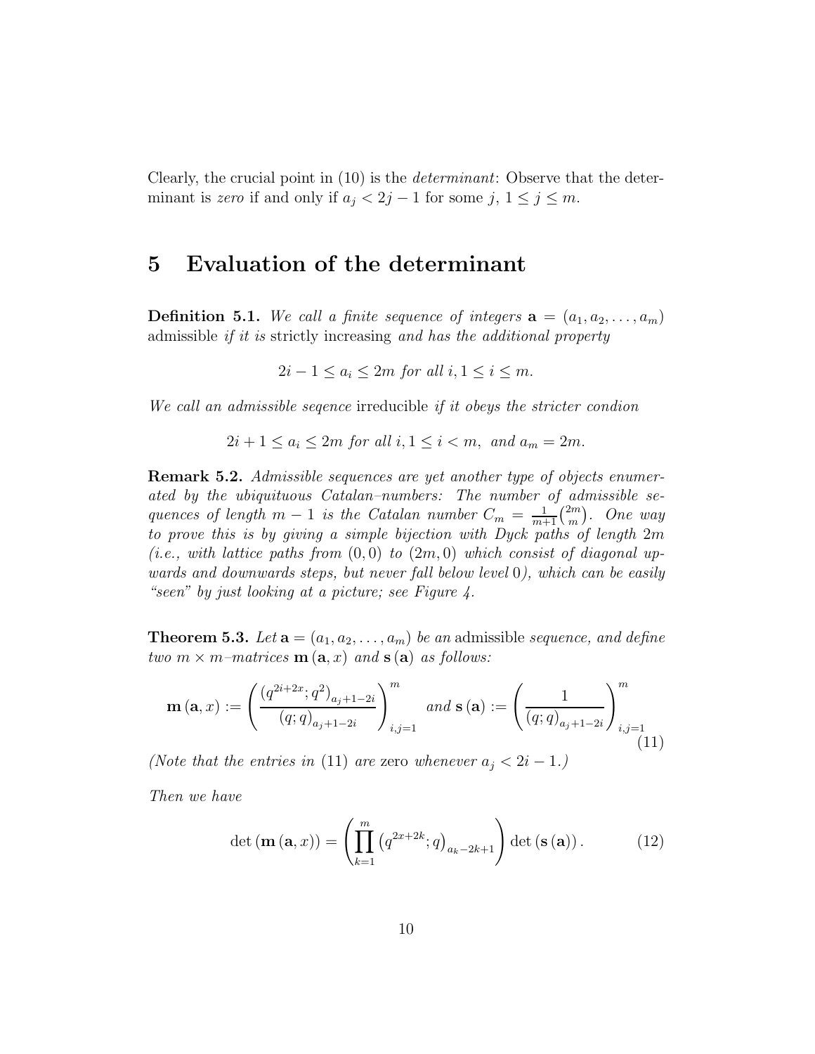Clearly, the crucial point in (10) is the *determinant*: Observe that the determinant is *zero* if and only if $a_j < 2j-1$ for some $j$, $1 \le j \le m$.

# 5 Evaluation of the determinant

**Definition 5.1.** *We call a finite sequence of integers $\mathbf{a} = (a_1, a_2, \dots, a_m)$* admissible *if it is* strictly increasing *and has the additional property*

$$2i-1 \le a_i \le 2m \text{ for all } i, 1 \le i \le m.$$

*We call an admissible seqence* irreducible *if it obeys the stricter condion*

$$2i+1 \le a_i \le 2m \text{ for all } i, 1 \le i < m, \text{ and } a_m = 2m.$$

**Remark 5.2.** *Admissible sequences are yet another type of objects enumerated by the ubiquituous Catalan–numbers: The number of admissible sequences of length $m-1$ is the Catalan number $C_m = \frac{1}{m+1}\binom{2m}{m}$. One way to prove this is by giving a simple bijection with Dyck paths of length $2m$ (i.e., with lattice paths from $(0,0)$ to $(2m,0)$ which consist of diagonal upwards and downwards steps, but never fall below level 0), which can be easily "seen" by just looking at a picture; see Figure 4.*

**Theorem 5.3.** *Let $\mathbf{a} = (a_1, a_2, \dots, a_m)$ be an* admissible *sequence, and define two $m \times m$–matrices $\mathbf{m}(\mathbf{a}, x)$ and $\mathbf{s}(\mathbf{a})$ as follows:*

$$\mathbf{m}(\mathbf{a}, x) := \left( \frac{\left(q^{2i+2x}; q^2\right)_{a_j+1-2i}}{(q;q)_{a_j+1-2i}} \right)_{i,j=1}^{m} \text{ and } \mathbf{s}(\mathbf{a}) := \left( \frac{1}{(q;q)_{a_j+1-2i}} \right)_{i,j=1}^{m} \tag{11}$$

*(Note that the entries in (11) are* zero *whenever $a_j < 2i-1$.)*

*Then we have*

$$\det(\mathbf{m}(\mathbf{a}, x)) = \left( \prod_{k=1}^{m} \left(q^{2x+2k}; q\right)_{a_k-2k+1} \right) \det(\mathbf{s}(\mathbf{a})). \tag{12}$$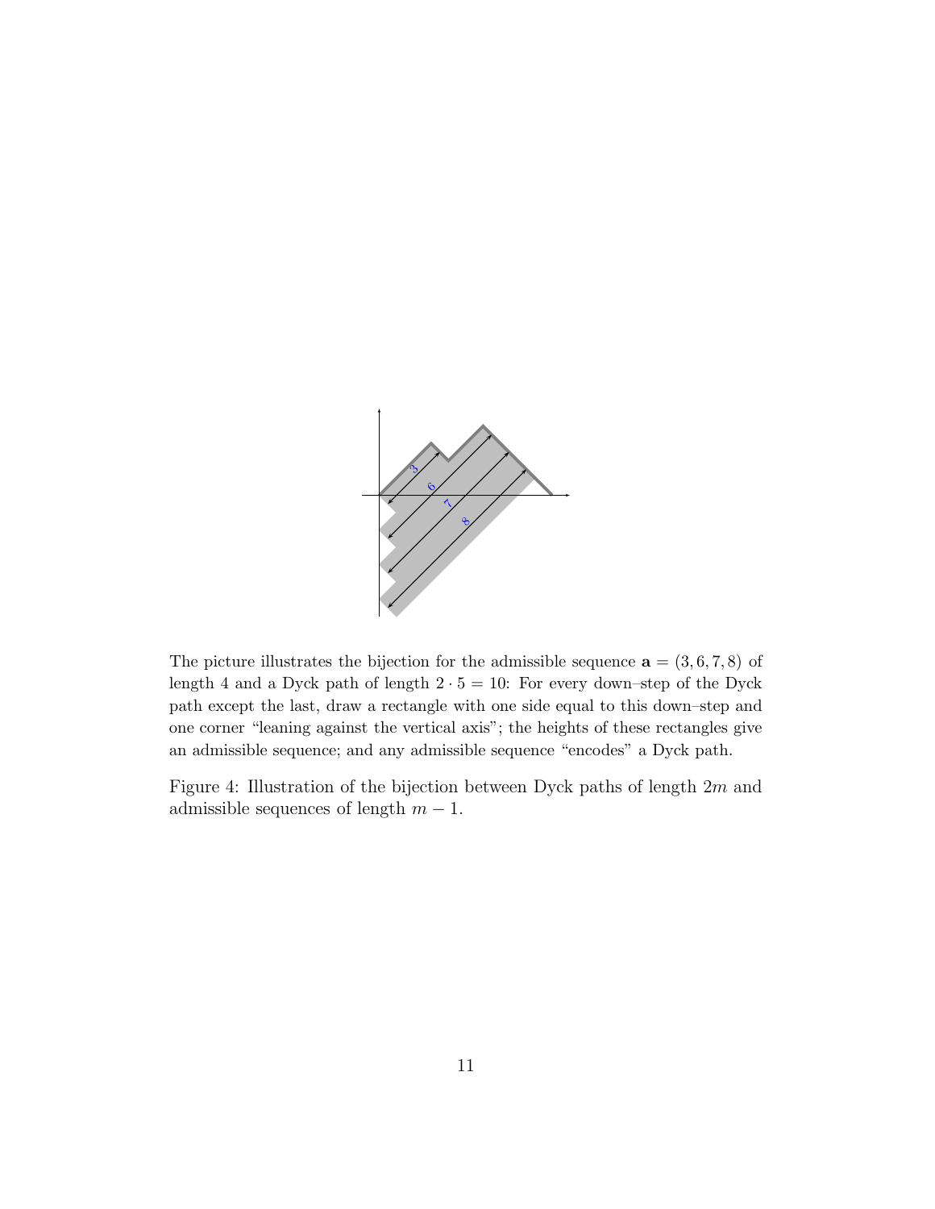The picture illustrates the bijection for the admissible sequence $\mathbf{a} = (3, 6, 7, 8)$ of length 4 and a Dyck path of length $2 \cdot 5 = 10$: For every down–step of the Dyck path except the last, draw a rectangle with one side equal to this down–step and one corner "leaning against the vertical axis"; the heights of these rectangles give an admissible sequence; and any admissible sequence "encodes" a Dyck path.

Figure 4: Illustration of the bijection between Dyck paths of length $2m$ and admissible sequences of length $m - 1$.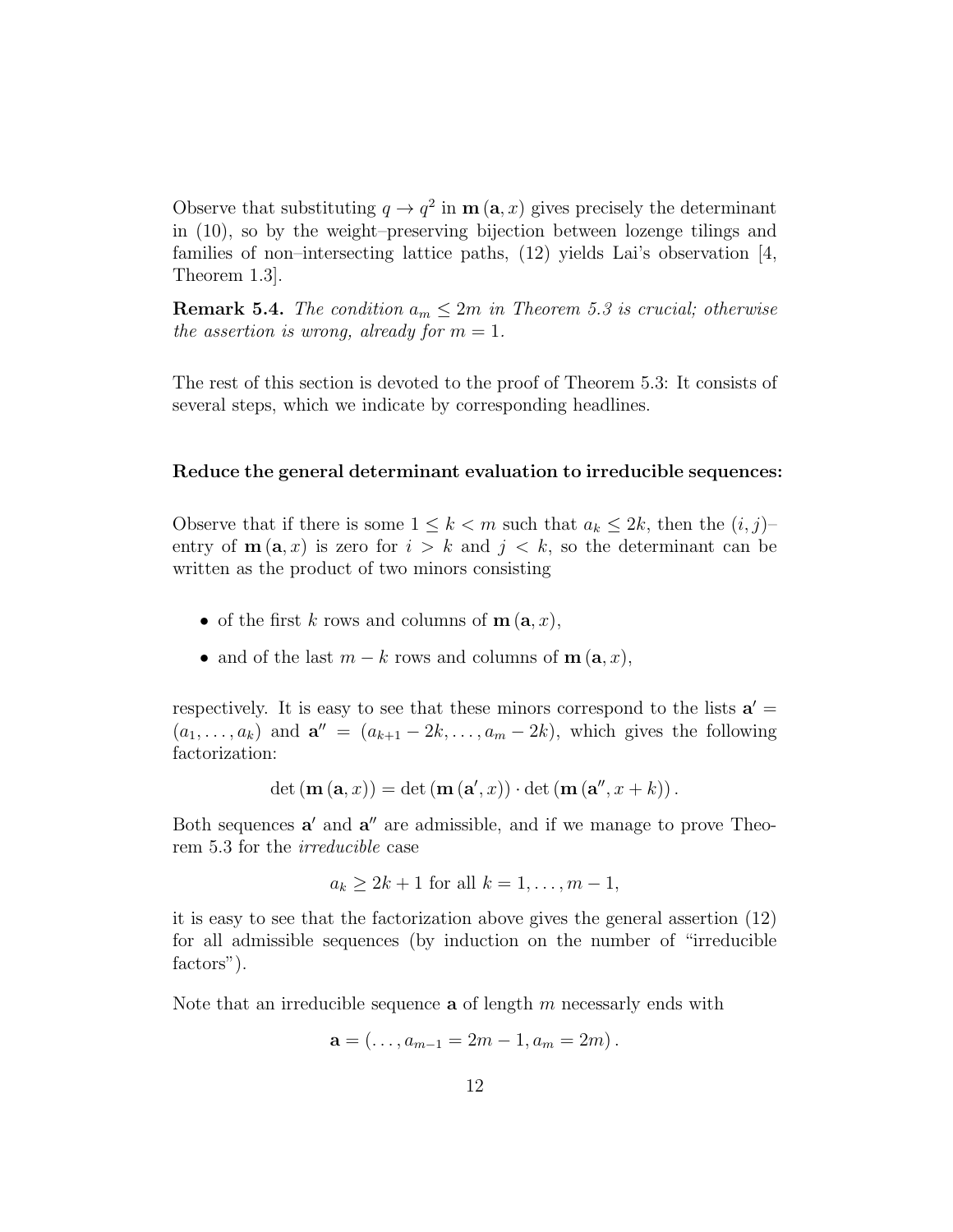Observe that substituting $q \to q^2$ in $\mathbf{m}(\mathbf{a}, x)$ gives precisely the determinant in (10), so by the weight–preserving bijection between lozenge tilings and families of non–intersecting lattice paths, (12) yields Lai's observation [4, Theorem 1.3].

**Remark 5.4.** *The condition $a_m \leq 2m$ in Theorem 5.3 is crucial; otherwise the assertion is wrong, already for $m = 1$.*

The rest of this section is devoted to the proof of Theorem 5.3: It consists of several steps, which we indicate by corresponding headlines.

**Reduce the general determinant evaluation to irreducible sequences:**

Observe that if there is some $1 \leq k < m$ such that $a_k \leq 2k$, then the $(i, j)$–entry of $\mathbf{m}(\mathbf{a}, x)$ is zero for $i > k$ and $j < k$, so the determinant can be written as the product of two minors consisting

- of the first $k$ rows and columns of $\mathbf{m}(\mathbf{a}, x)$,
- and of the last $m - k$ rows and columns of $\mathbf{m}(\mathbf{a}, x)$,

respectively. It is easy to see that these minors correspond to the lists $\mathbf{a}' = (a_1, \ldots, a_k)$ and $\mathbf{a}'' = (a_{k+1} - 2k, \ldots, a_m - 2k)$, which gives the following factorization:

$$\det(\mathbf{m}(\mathbf{a}, x)) = \det(\mathbf{m}(\mathbf{a}', x)) \cdot \det(\mathbf{m}(\mathbf{a}'', x + k)).$$

Both sequences $\mathbf{a}'$ and $\mathbf{a}''$ are admissible, and if we manage to prove Theorem 5.3 for the *irreducible* case

$$a_k \geq 2k + 1 \text{ for all } k = 1, \ldots, m - 1,$$

it is easy to see that the factorization above gives the general assertion (12) for all admissible sequences (by induction on the number of "irreducible factors").

Note that an irreducible sequence $\mathbf{a}$ of length $m$ necessarly ends with

$$\mathbf{a} = (\ldots, a_{m-1} = 2m - 1, a_m = 2m).$$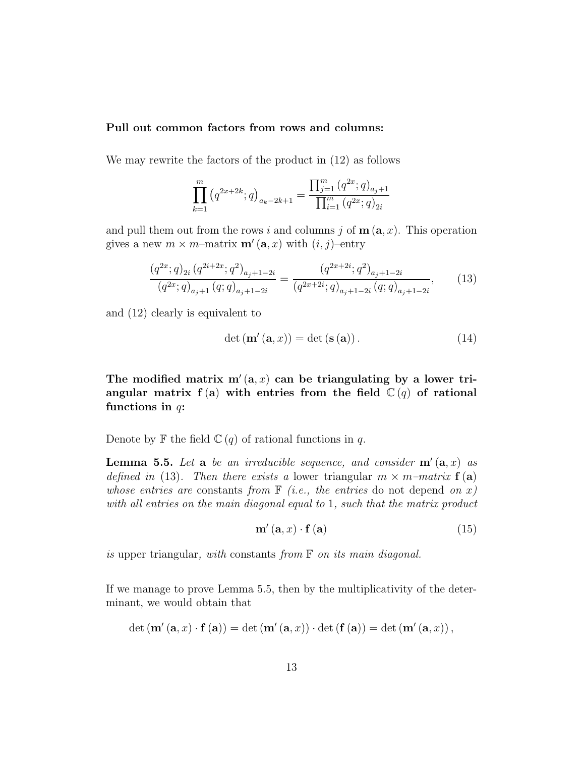**Pull out common factors from rows and columns:**

We may rewrite the factors of the product in (12) as follows

$$\prod_{k=1}^{m} \left(q^{2x+2k}; q\right)_{a_k - 2k+1} = \frac{\prod_{j=1}^{m} \left(q^{2x}; q\right)_{a_j+1}}{\prod_{i=1}^{m} \left(q^{2x}; q\right)_{2i}}$$

and pull them out from the rows $i$ and columns $j$ of $\mathbf{m}(\mathbf{a}, x)$. This operation gives a new $m \times m$–matrix $\mathbf{m}'(\mathbf{a}, x)$ with $(i, j)$–entry

$$\frac{\left(q^{2x}; q\right)_{2i} \left(q^{2i+2x}; q^2\right)_{a_j+1-2i}}{\left(q^{2x}; q\right)_{a_j+1} (q; q)_{a_j+1-2i}} = \frac{\left(q^{2x+2i}; q^2\right)_{a_j+1-2i}}{\left(q^{2x+2i}; q\right)_{a_j+1-2i} (q; q)_{a_j+1-2i}}, \tag{13}$$

and (12) clearly is equivalent to

$$\det\left(\mathbf{m}'(\mathbf{a}, x)\right) = \det\left(\mathbf{s}(\mathbf{a})\right). \tag{14}$$

**The modified matrix $\mathbf{m}'(\mathbf{a}, x)$ can be triangulating by a lower triangular matrix $\mathbf{f}(\mathbf{a})$ with entries from the field $\mathbb{C}(q)$ of rational functions in $q$:**

Denote by $\mathbb{F}$ the field $\mathbb{C}(q)$ of rational functions in $q$.

**Lemma 5.5.** *Let* $\mathbf{a}$ *be an irreducible sequence, and consider* $\mathbf{m}'(\mathbf{a}, x)$ *as defined in* (13)*. Then there exists a* lower triangular *$m \times m$–matrix* $\mathbf{f}(\mathbf{a})$ *whose entries are* constants *from* $\mathbb{F}$ *(i.e., the entries* do not depend *on $x$) with all entries on the main diagonal equal to* 1*, such that the matrix product*

$$\mathbf{m}'(\mathbf{a}, x) \cdot \mathbf{f}(\mathbf{a}) \tag{15}$$

*is* upper triangular*, with* constants *from* $\mathbb{F}$ *on its main diagonal.*

If we manage to prove Lemma 5.5, then by the multiplicativity of the determinant, we would obtain that

$$\det\left(\mathbf{m}'(\mathbf{a}, x) \cdot \mathbf{f}(\mathbf{a})\right) = \det\left(\mathbf{m}'(\mathbf{a}, x)\right) \cdot \det\left(\mathbf{f}(\mathbf{a})\right) = \det\left(\mathbf{m}'(\mathbf{a}, x)\right),$$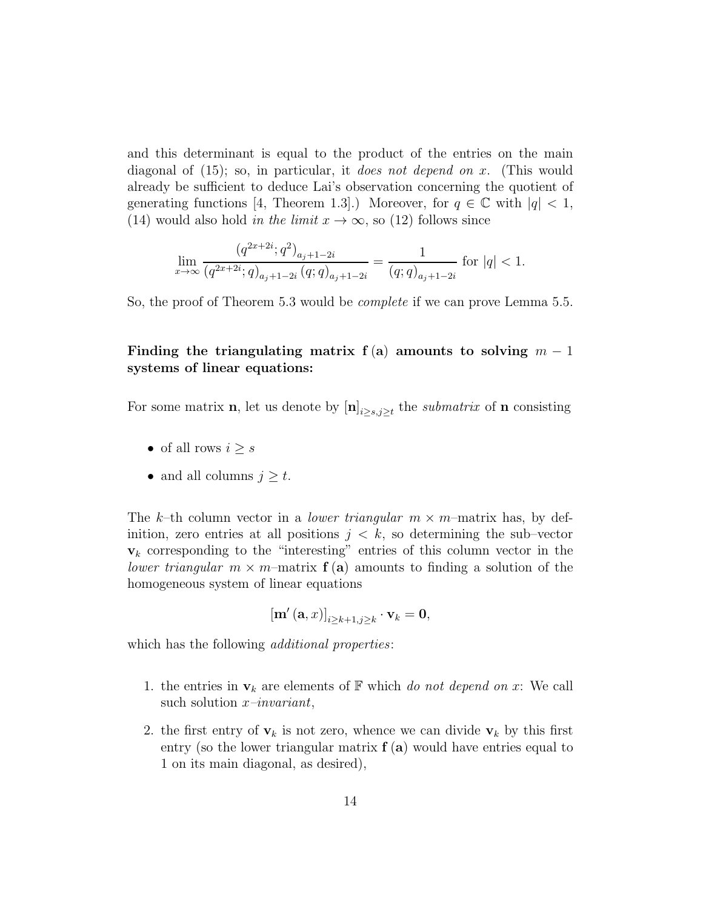and this determinant is equal to the product of the entries on the main diagonal of (15); so, in particular, it *does not depend on* $x$. (This would already be sufficient to deduce Lai's observation concerning the quotient of generating functions [4, Theorem 1.3].) Moreover, for $q \in \mathbb{C}$ with $|q| < 1$, (14) would also hold *in the limit* $x \to \infty$, so (12) follows since

$$\lim_{x\to\infty} \frac{\left(q^{2x+2i}; q^2\right)_{a_j+1-2i}}{\left(q^{2x+2i}; q\right)_{a_j+1-2i} (q; q)_{a_j+1-2i}} = \frac{1}{(q; q)_{a_j+1-2i}} \text{ for } |q| < 1.$$

So, the proof of Theorem 5.3 would be *complete* if we can prove Lemma 5.5.

**Finding the triangulating matrix $\mathbf{f}(\mathbf{a})$ amounts to solving $m-1$ systems of linear equations:**

For some matrix $\mathbf{n}$, let us denote by $[\mathbf{n}]_{i\geq s, j\geq t}$ the *submatrix* of $\mathbf{n}$ consisting

- of all rows $i \geq s$
- and all columns $j \geq t$.

The $k$–th column vector in a *lower triangular* $m \times m$–matrix has, by definition, zero entries at all positions $j < k$, so determining the sub–vector $\mathbf{v}_k$ corresponding to the "interesting" entries of this column vector in the *lower triangular* $m \times m$–matrix $\mathbf{f}(\mathbf{a})$ amounts to finding a solution of the homogeneous system of linear equations

$$[\mathbf{m}'(\mathbf{a}, x)]_{i\geq k+1, j\geq k} \cdot \mathbf{v}_k = \mathbf{0},$$

which has the following *additional properties*:

1. the entries in $\mathbf{v}_k$ are elements of $\mathbb{F}$ which *do not depend on* $x$: We call such solution $x$*–invariant*,
2. the first entry of $\mathbf{v}_k$ is not zero, whence we can divide $\mathbf{v}_k$ by this first entry (so the lower triangular matrix $\mathbf{f}(\mathbf{a})$ would have entries equal to 1 on its main diagonal, as desired),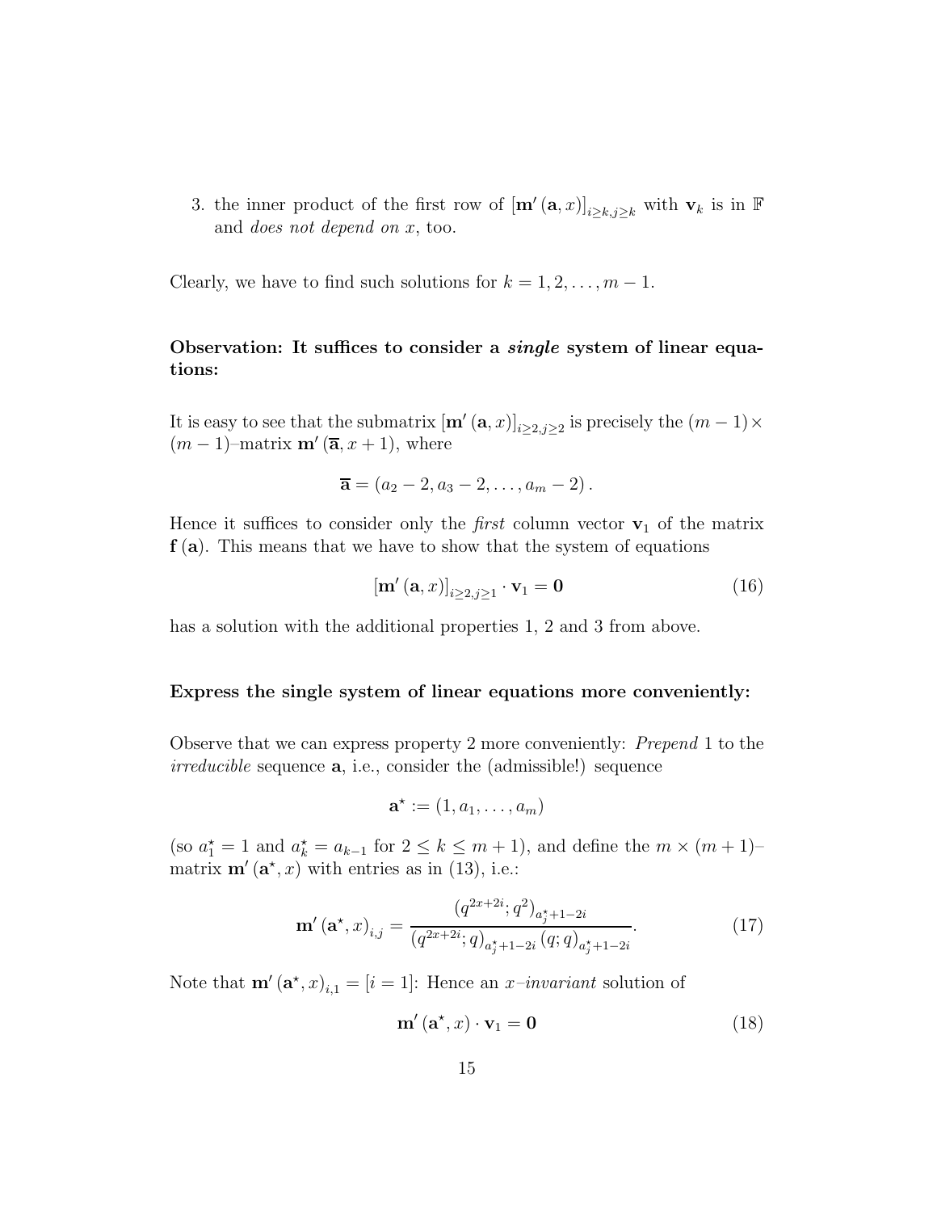3. the inner product of the first row of $[\mathbf{m}'(\mathbf{a}, x)]_{i\geq k, j\geq k}$ with $\mathbf{v}_k$ is in $\mathbb{F}$ and *does not depend on* $x$, too.

Clearly, we have to find such solutions for $k = 1, 2, \dots, m-1$.

**Observation: It suffices to consider a *single* system of linear equations:**

It is easy to see that the submatrix $[\mathbf{m}'(\mathbf{a}, x)]_{i\geq 2, j\geq 2}$ is precisely the $(m-1)\times(m-1)$–matrix $\mathbf{m}'(\overline{\mathbf{a}}, x+1)$, where

$$\overline{\mathbf{a}} = (a_2 - 2, a_3 - 2, \dots, a_m - 2).$$

Hence it suffices to consider only the *first* column vector $\mathbf{v}_1$ of the matrix $\mathbf{f}(\mathbf{a})$. This means that we have to show that the system of equations

$$[\mathbf{m}'(\mathbf{a}, x)]_{i\geq 2, j\geq 1} \cdot \mathbf{v}_1 = \mathbf{0} \tag{16}$$

has a solution with the additional properties 1, 2 and 3 from above.

**Express the single system of linear equations more conveniently:**

Observe that we can express property 2 more conveniently: *Prepend* 1 to the *irreducible* sequence $\mathbf{a}$, i.e., consider the (admissible!) sequence

$$\mathbf{a}^\star := (1, a_1, \dots, a_m)$$

(so $a_1^\star = 1$ and $a_k^\star = a_{k-1}$ for $2 \leq k \leq m+1$), and define the $m \times (m+1)$–matrix $\mathbf{m}'(\mathbf{a}^\star, x)$ with entries as in (13), i.e.:

$$\mathbf{m}'(\mathbf{a}^\star, x)_{i,j} = \frac{(q^{2x+2i}; q^2)_{a_j^\star+1-2i}}{(q^{2x+2i}; q)_{a_j^\star+1-2i}\,(q; q)_{a_j^\star+1-2i}}. \tag{17}$$

Note that $\mathbf{m}'(\mathbf{a}^\star, x)_{i,1} = [i = 1]$: Hence an *x–invariant* solution of

$$\mathbf{m}'(\mathbf{a}^\star, x) \cdot \mathbf{v}_1 = \mathbf{0} \tag{18}$$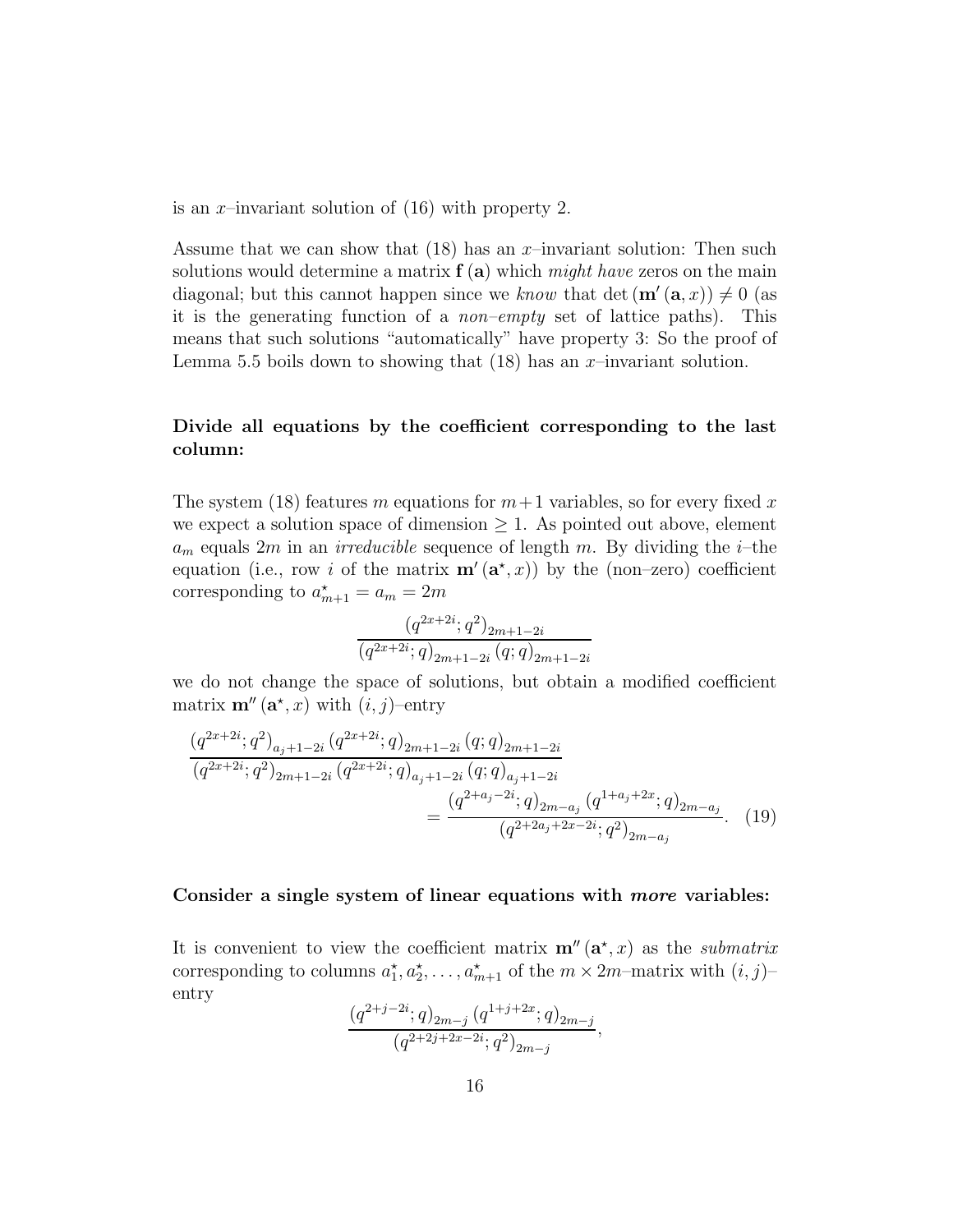is an $x$–invariant solution of (16) with property 2.

Assume that we can show that (18) has an $x$–invariant solution: Then such solutions would determine a matrix $\mathbf{f}(\mathbf{a})$ which *might have* zeros on the main diagonal; but this cannot happen since we *know* that $\det(\mathbf{m}'(\mathbf{a}, x)) \neq 0$ (as it is the generating function of a *non–empty* set of lattice paths). This means that such solutions "automatically" have property 3: So the proof of Lemma 5.5 boils down to showing that (18) has an $x$–invariant solution.

**Divide all equations by the coefficient corresponding to the last column:**

The system (18) features $m$ equations for $m+1$ variables, so for every fixed $x$ we expect a solution space of dimension $\geq 1$. As pointed out above, element $a_m$ equals $2m$ in an *irreducible* sequence of length $m$. By dividing the $i$–the equation (i.e., row $i$ of the matrix $\mathbf{m}'(\mathbf{a}^\star, x)$) by the (non–zero) coefficient corresponding to $a^\star_{m+1} = a_m = 2m$

$$\frac{(q^{2x+2i}; q^2)_{2m+1-2i}}{(q^{2x+2i}; q)_{2m+1-2i}\,(q; q)_{2m+1-2i}}$$

we do not change the space of solutions, but obtain a modified coefficient matrix $\mathbf{m}''(\mathbf{a}^\star, x)$ with $(i,j)$–entry

$$\frac{(q^{2x+2i}; q^2)_{a_j+1-2i}\,(q^{2x+2i}; q)_{2m+1-2i}\,(q; q)_{2m+1-2i}}{(q^{2x+2i}; q^2)_{2m+1-2i}\,(q^{2x+2i}; q)_{a_j+1-2i}\,(q; q)_{a_j+1-2i}} = \frac{(q^{2+a_j-2i}; q)_{2m-a_j}\,(q^{1+a_j+2x}; q)_{2m-a_j}}{(q^{2+2a_j+2x-2i}; q^2)_{2m-a_j}}. \quad (19)$$

**Consider a single system of linear equations with *more* variables:**

It is convenient to view the coefficient matrix $\mathbf{m}''(\mathbf{a}^\star, x)$ as the *submatrix* corresponding to columns $a^\star_1, a^\star_2, \ldots, a^\star_{m+1}$ of the $m \times 2m$–matrix with $(i,j)$–entry

$$\frac{(q^{2+j-2i}; q)_{2m-j}\,(q^{1+j+2x}; q)_{2m-j}}{(q^{2+2j+2x-2i}; q^2)_{2m-j}},$$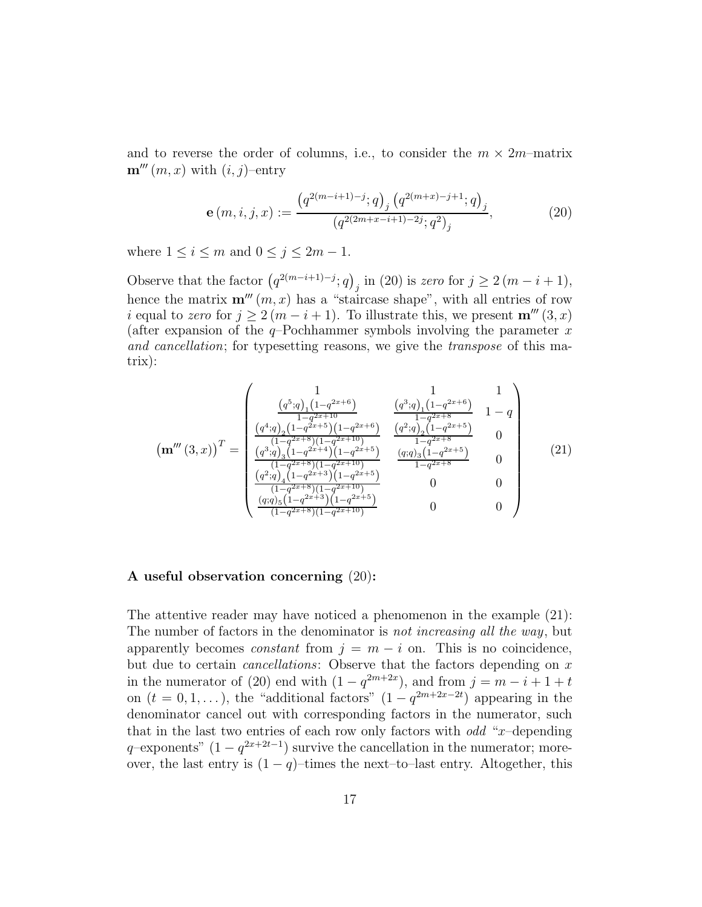and to reverse the order of columns, i.e., to consider the $m \times 2m$–matrix $\mathbf{m}'''(m,x)$ with $(i,j)$–entry

$$
\mathbf{e}(m,i,j,x) := \frac{\left(q^{2(m-i+1)-j};q\right)_j \left(q^{2(m+x)-j+1};q\right)_j}{\left(q^{2(2m+x-i+1)-2j};q^2\right)_j}, \tag{20}
$$

where $1 \le i \le m$ and $0 \le j \le 2m-1$.

Observe that the factor $\left(q^{2(m-i+1)-j};q\right)_j$ in (20) is *zero* for $j \ge 2(m-i+1)$, hence the matrix $\mathbf{m}'''(m,x)$ has a "staircase shape", with all entries of row $i$ equal to *zero* for $j \ge 2(m-i+1)$. To illustrate this, we present $\mathbf{m}'''(3,x)$ (after expansion of the $q$–Pochhammer symbols involving the parameter $x$ *and cancellation*; for typesetting reasons, we give the *transpose* of this matrix):

$$
\left(\mathbf{m}'''(3,x)\right)^T = \begin{pmatrix}
1 & 1 & 1 \\
\frac{\left(q^5;q\right)_1\left(1-q^{2x+6}\right)}{1-q^{2x+10}} & \frac{\left(q^3;q\right)_1\left(1-q^{2x+6}\right)}{1-q^{2x+8}} & 1-q \\
\frac{\left(q^4;q\right)_2\left(1-q^{2x+5}\right)\left(1-q^{2x+6}\right)}{\left(1-q^{2x+8}\right)\left(1-q^{2x+10}\right)} & \frac{\left(q^2;q\right)_2\left(1-q^{2x+5}\right)}{1-q^{2x+8}} & 0 \\
\frac{\left(q^3;q\right)_3\left(1-q^{2x+4}\right)\left(1-q^{2x+5}\right)}{\left(1-q^{2x+8}\right)\left(1-q^{2x+10}\right)} & \frac{\left(q;q\right)_3\left(1-q^{2x+5}\right)}{1-q^{2x+8}} & 0 \\
\frac{\left(q^2;q\right)_4\left(1-q^{2x+3}\right)\left(1-q^{2x+5}\right)}{\left(1-q^{2x+8}\right)\left(1-q^{2x+10}\right)} & 0 & 0 \\
\frac{\left(q;q\right)_5\left(1-q^{2x+3}\right)\left(1-q^{2x+5}\right)}{\left(1-q^{2x+8}\right)\left(1-q^{2x+10}\right)} & 0 & 0
\end{pmatrix} \tag{21}
$$

**A useful observation concerning (20):**

The attentive reader may have noticed a phenomenon in the example (21): The number of factors in the denominator is *not increasing all the way*, but apparently becomes *constant* from $j = m-i$ on. This is no coincidence, but due to certain *cancellations*: Observe that the factors depending on $x$ in the numerator of (20) end with $(1-q^{2m+2x})$, and from $j = m-i+1+t$ on $(t = 0,1,\dots)$, the "additional factors" $(1-q^{2m+2x-2t})$ appearing in the denominator cancel out with corresponding factors in the numerator, such that in the last two entries of each row only factors with *odd* "$x$–depending $q$–exponents" $(1-q^{2x+2t-1})$ survive the cancellation in the numerator; moreover, the last entry is $(1-q)$–times the next–to–last entry. Altogether, this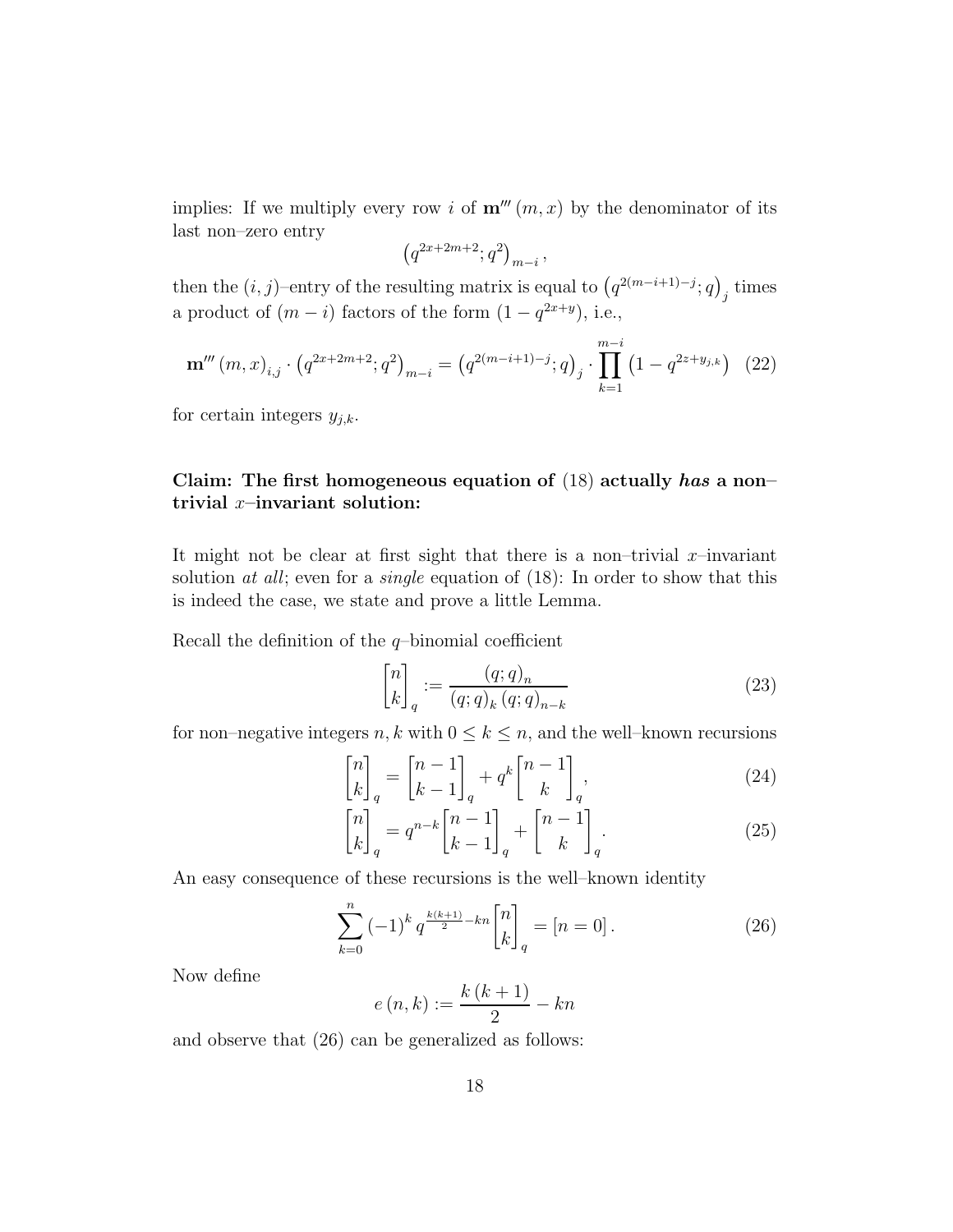implies: If we multiply every row $i$ of $\mathbf{m}'''(m, x)$ by the denominator of its last non–zero entry

$$\left(q^{2x+2m+2}; q^2\right)_{m-i},$$

then the $(i, j)$–entry of the resulting matrix is equal to $\left(q^{2(m-i+1)-j}; q\right)_j$ times a product of $(m - i)$ factors of the form $(1 - q^{2x+y})$, i.e.,

$$\mathbf{m}'''(m, x)_{i,j} \cdot \left(q^{2x+2m+2}; q^2\right)_{m-i} = \left(q^{2(m-i+1)-j}; q\right)_j \cdot \prod_{k=1}^{m-i} \left(1 - q^{2z+y_{j,k}}\right) \quad (22)$$

for certain integers $y_{j,k}$.

**Claim: The first homogeneous equation of (18) actually *has* a non–trivial $x$–invariant solution:**

It might not be clear at first sight that there is a non–trivial $x$–invariant solution *at all*; even for a *single* equation of (18): In order to show that this is indeed the case, we state and prove a little Lemma.

Recall the definition of the $q$–binomial coefficient

$$\begin{bmatrix} n \\ k \end{bmatrix}_q := \frac{(q; q)_n}{(q; q)_k \, (q; q)_{n-k}} \quad (23)$$

for non–negative integers $n, k$ with $0 \leq k \leq n$, and the well–known recursions

$$\begin{bmatrix} n \\ k \end{bmatrix}_q = \begin{bmatrix} n-1 \\ k-1 \end{bmatrix}_q + q^k \begin{bmatrix} n-1 \\ k \end{bmatrix}_q, \quad (24)$$

$$\begin{bmatrix} n \\ k \end{bmatrix}_q = q^{n-k} \begin{bmatrix} n-1 \\ k-1 \end{bmatrix}_q + \begin{bmatrix} n-1 \\ k \end{bmatrix}_q. \quad (25)$$

An easy consequence of these recursions is the well–known identity

$$\sum_{k=0}^{n} (-1)^k \, q^{\frac{k(k+1)}{2} - kn} \begin{bmatrix} n \\ k \end{bmatrix}_q = [n = 0]. \quad (26)$$

Now define

$$e(n, k) := \frac{k(k+1)}{2} - kn$$

and observe that (26) can be generalized as follows: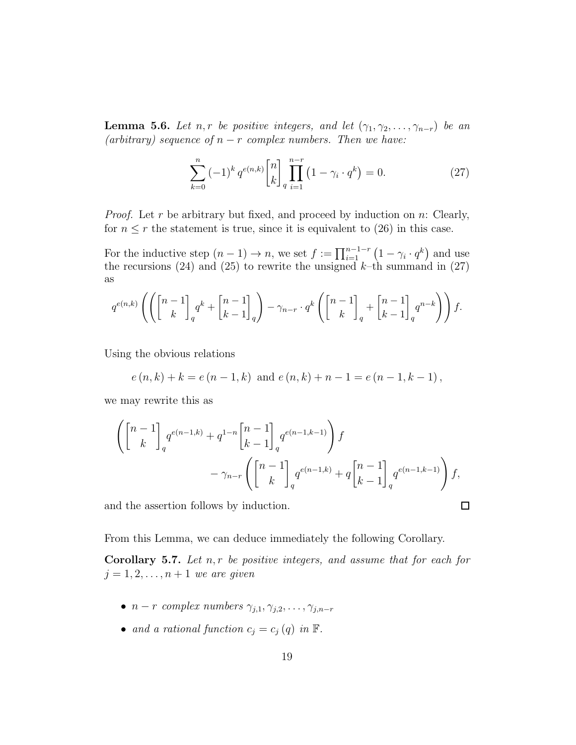**Lemma 5.6.** *Let $n, r$ be positive integers, and let $(\gamma_1, \gamma_2, \ldots, \gamma_{n-r})$ be an (arbitrary) sequence of $n-r$ complex numbers. Then we have:*

$$\sum_{k=0}^{n} (-1)^k \, q^{e(n,k)} \begin{bmatrix} n \\ k \end{bmatrix}_q \prod_{i=1}^{n-r} \left(1 - \gamma_i \cdot q^k\right) = 0. \tag{27}$$

*Proof.* Let $r$ be arbitrary but fixed, and proceed by induction on $n$: Clearly, for $n \leq r$ the statement is true, since it is equivalent to (26) in this case.

For the inductive step $(n-1) \to n$, we set $f := \prod_{i=1}^{n-1-r} \left(1 - \gamma_i \cdot q^k\right)$ and use the recursions (24) and (25) to rewrite the unsigned $k$–th summand in (27) as

$$q^{e(n,k)} \left( \left( \begin{bmatrix} n-1 \\ k \end{bmatrix}_q q^k + \begin{bmatrix} n-1 \\ k-1 \end{bmatrix}_q \right) - \gamma_{n-r} \cdot q^k \left( \begin{bmatrix} n-1 \\ k \end{bmatrix}_q + \begin{bmatrix} n-1 \\ k-1 \end{bmatrix}_q q^{n-k} \right) \right) f.$$

Using the obvious relations

$$e(n,k) + k = e(n-1,k) \text{ and } e(n,k) + n - 1 = e(n-1,k-1),$$

we may rewrite this as

$$\begin{aligned} &\left( \begin{bmatrix} n-1 \\ k \end{bmatrix}_q q^{e(n-1,k)} + q^{1-n} \begin{bmatrix} n-1 \\ k-1 \end{bmatrix}_q q^{e(n-1,k-1)} \right) f \\ &\qquad\qquad - \gamma_{n-r} \left( \begin{bmatrix} n-1 \\ k \end{bmatrix}_q q^{e(n-1,k)} + q \begin{bmatrix} n-1 \\ k-1 \end{bmatrix}_q q^{e(n-1,k-1)} \right) f, \end{aligned}$$

and the assertion follows by induction. $\square$

From this Lemma, we can deduce immediately the following Corollary.

**Corollary 5.7.** *Let $n, r$ be positive integers, and assume that for each for $j = 1, 2, \ldots, n+1$ we are given*

- *$n-r$ complex numbers $\gamma_{j,1}, \gamma_{j,2}, \ldots, \gamma_{j,n-r}$*
- *and a rational function $c_j = c_j(q)$ in $\mathbb{F}$.*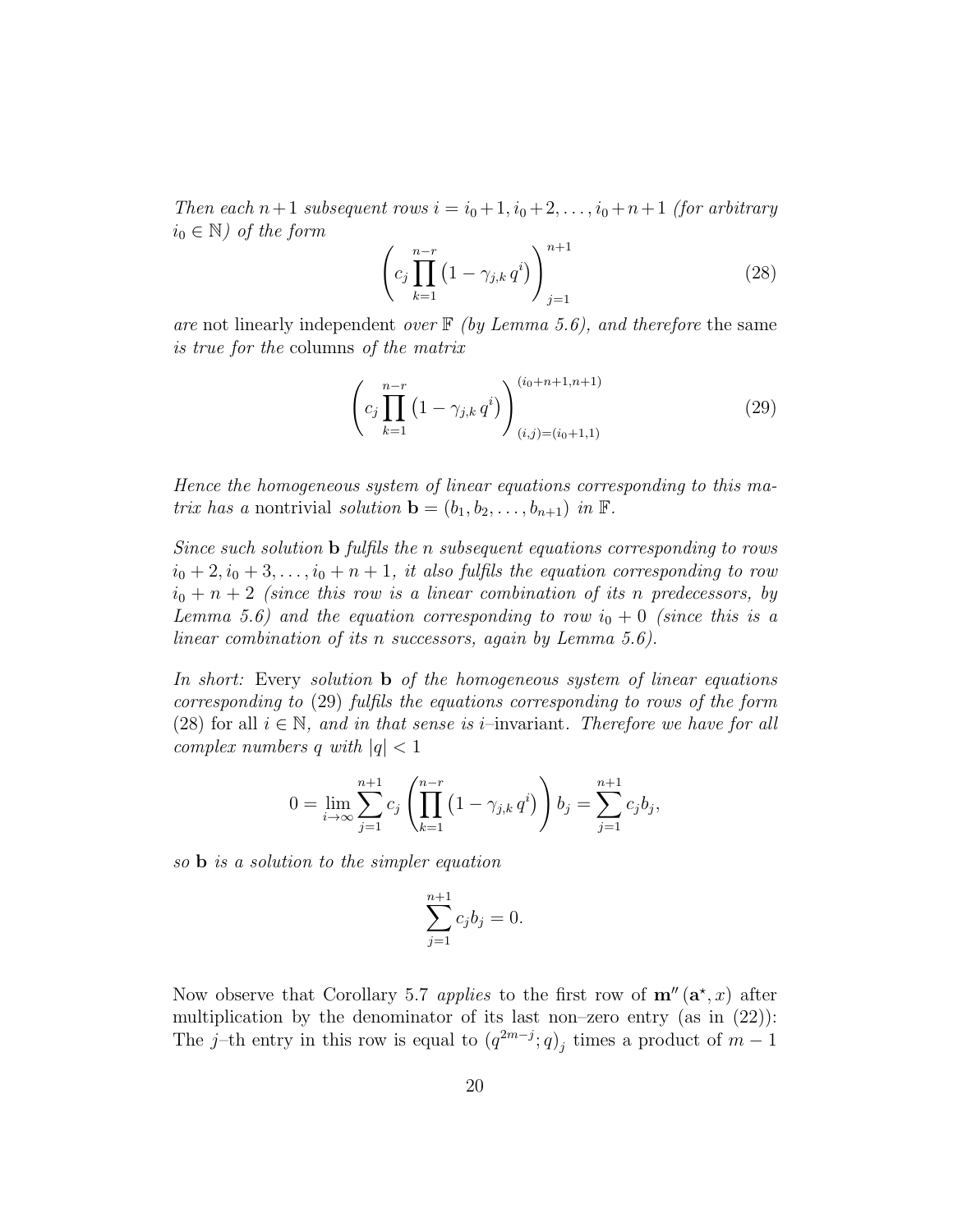*Then each $n+1$ subsequent rows $i = i_0+1, i_0+2, \ldots, i_0+n+1$ (for arbitrary $i_0 \in \mathbb{N}$) of the form*

$$\left(c_j \prod_{k=1}^{n-r} \left(1 - \gamma_{j,k}\, q^i\right)\right)_{j=1}^{n+1} \tag{28}$$

*are* not linearly independent *over $\mathbb{F}$ (by Lemma 5.6), and therefore* the same *is true for the* columns *of the matrix*

$$\left(c_j \prod_{k=1}^{n-r} \left(1 - \gamma_{j,k}\, q^i\right)\right)_{(i,j)=(i_0+1,1)}^{(i_0+n+1,n+1)} \tag{29}$$

*Hence the homogeneous system of linear equations corresponding to this matrix has a* nontrivial *solution* $\mathbf{b} = (b_1, b_2, \ldots, b_{n+1})$ *in* $\mathbb{F}$.

*Since such solution* $\mathbf{b}$ *fulfils the $n$ subsequent equations corresponding to rows $i_0+2, i_0+3, \ldots, i_0+n+1$, it also fulfils the equation corresponding to row $i_0+n+2$ (since this row is a linear combination of its $n$ predecessors, by Lemma 5.6) and the equation corresponding to row $i_0+0$ (since this is a linear combination of its $n$ successors, again by Lemma 5.6).*

*In short:* Every *solution* $\mathbf{b}$ *of the homogeneous system of linear equations corresponding to* (29) *fulfils the equations corresponding to rows of the form* (28) for all $i \in \mathbb{N}$, *and in that sense is $i$–*invariant. *Therefore we have for all complex numbers $q$ with $|q| < 1$*

$$0 = \lim_{i\to\infty} \sum_{j=1}^{n+1} c_j \left(\prod_{k=1}^{n-r} \left(1 - \gamma_{j,k}\, q^i\right)\right) b_j = \sum_{j=1}^{n+1} c_j b_j,$$

*so* $\mathbf{b}$ *is a solution to the simpler equation*

$$\sum_{j=1}^{n+1} c_j b_j = 0.$$

Now observe that Corollary 5.7 *applies* to the first row of $\mathbf{m}''(\mathbf{a}^\star, x)$ after multiplication by the denominator of its last non–zero entry (as in (22)): The $j$–th entry in this row is equal to $(q^{2m-j}; q)_j$ times a product of $m-1$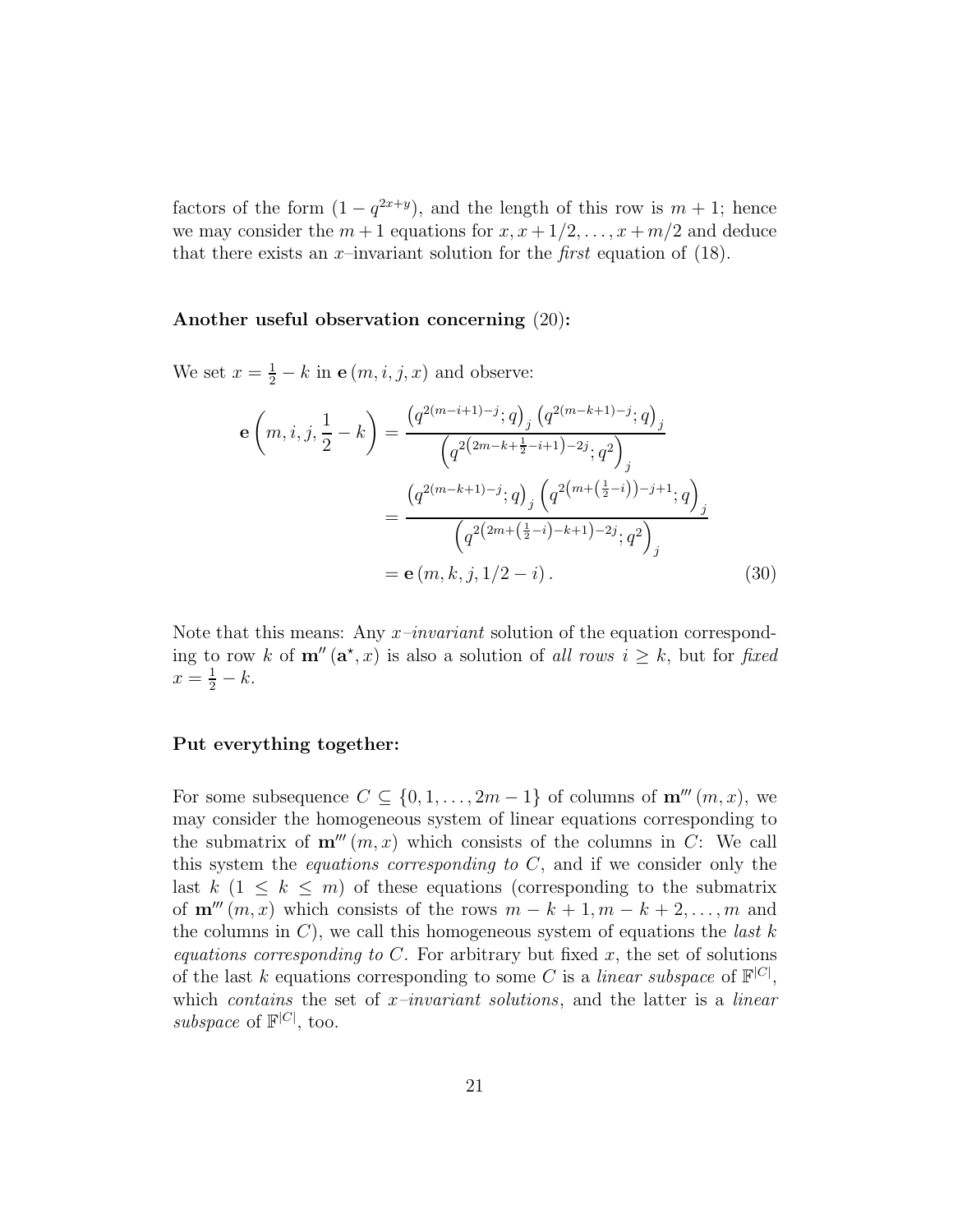factors of the form $(1 - q^{2x+y})$, and the length of this row is $m+1$; hence we may consider the $m+1$ equations for $x, x+1/2, \dots, x+m/2$ and deduce that there exists an $x$–invariant solution for the *first* equation of (18).

**Another useful observation concerning (20):**

We set $x = \frac{1}{2} - k$ in $\mathbf{e}(m, i, j, x)$ and observe:

$$
\begin{aligned}
\mathbf{e}\left(m, i, j, \frac{1}{2} - k\right) &= \frac{\left(q^{2(m-i+1)-j}; q\right)_j \left(q^{2(m-k+1)-j}; q\right)_j}{\left(q^{2\left(2m-k+\frac{1}{2}-i+1\right)-2j}; q^2\right)_j} \\
&= \frac{\left(q^{2(m-k+1)-j}; q\right)_j \left(q^{2\left(m+\left(\frac{1}{2}-i\right)\right)-j+1}; q\right)_j}{\left(q^{2\left(2m+\left(\frac{1}{2}-i\right)-k+1\right)-2j}; q^2\right)_j} \\
&= \mathbf{e}\left(m, k, j, 1/2 - i\right). \qquad (30)
\end{aligned}
$$

Note that this means: Any *x–invariant* solution of the equation corresponding to row $k$ of $\mathbf{m}''(\mathbf{a}^\star, x)$ is also a solution of *all rows* $i \geq k$, but for *fixed* $x = \frac{1}{2} - k$.

**Put everything together:**

For some subsequence $C \subseteq \{0, 1, \dots, 2m-1\}$ of columns of $\mathbf{m}'''(m, x)$, we may consider the homogeneous system of linear equations corresponding to the submatrix of $\mathbf{m}'''(m, x)$ which consists of the columns in $C$: We call this system the *equations corresponding to* $C$, and if we consider only the last $k$ $(1 \leq k \leq m)$ of these equations (corresponding to the submatrix of $\mathbf{m}'''(m, x)$ which consists of the rows $m-k+1, m-k+2, \dots, m$ and the columns in $C$), we call this homogeneous system of equations the *last* $k$ *equations corresponding to* $C$. For arbitrary but fixed $x$, the set of solutions of the last $k$ equations corresponding to some $C$ is a *linear subspace* of $\mathbb{F}^{|C|}$, which *contains* the set of *x–invariant solutions*, and the latter is a *linear subspace* of $\mathbb{F}^{|C|}$, too.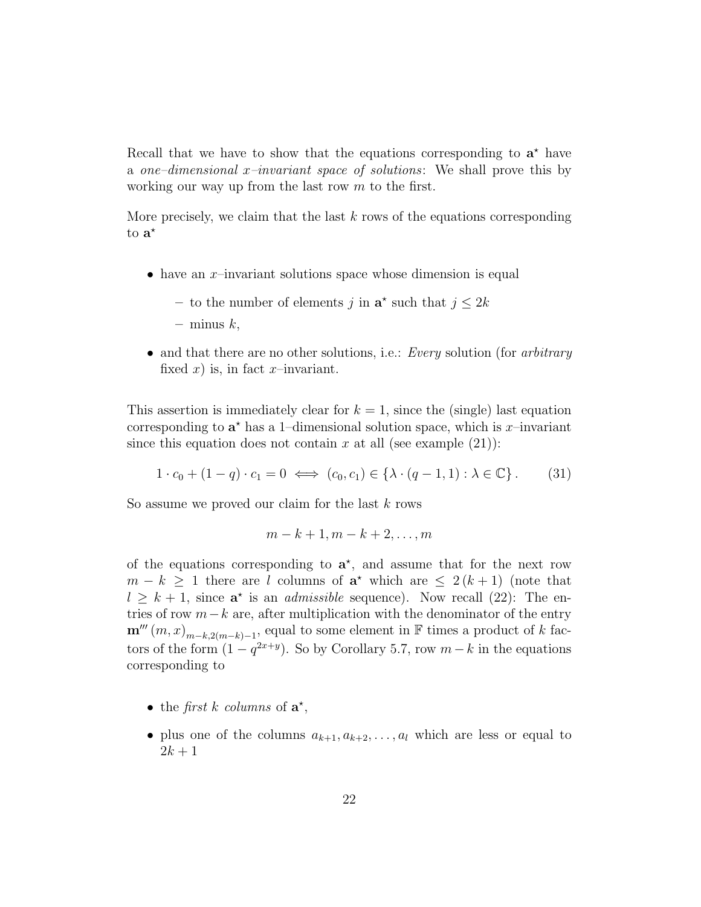Recall that we have to show that the equations corresponding to $\mathbf{a}^\star$ have a *one–dimensional x–invariant space of solutions*: We shall prove this by working our way up from the last row $m$ to the first.

More precisely, we claim that the last $k$ rows of the equations corresponding to $\mathbf{a}^\star$

- have an $x$–invariant solutions space whose dimension is equal
  - to the number of elements $j$ in $\mathbf{a}^\star$ such that $j \leq 2k$
  - minus $k$,
- and that there are no other solutions, i.e.: *Every* solution (for *arbitrary* fixed $x$) is, in fact $x$–invariant.

This assertion is immediately clear for $k = 1$, since the (single) last equation corresponding to $\mathbf{a}^\star$ has a 1–dimensional solution space, which is $x$–invariant since this equation does not contain $x$ at all (see example (21)):

$$1 \cdot c_0 + (1 - q) \cdot c_1 = 0 \iff (c_0, c_1) \in \{\lambda \cdot (q - 1, 1) : \lambda \in \mathbb{C}\}. \tag{31}$$

So assume we proved our claim for the last $k$ rows

$$m - k + 1, m - k + 2, \ldots, m$$

of the equations corresponding to $\mathbf{a}^\star$, and assume that for the next row $m - k \geq 1$ there are $l$ columns of $\mathbf{a}^\star$ which are $\leq 2(k + 1)$ (note that $l \geq k + 1$, since $\mathbf{a}^\star$ is an *admissible* sequence). Now recall (22): The entries of row $m - k$ are, after multiplication with the denominator of the entry $\mathbf{m}'''(m, x)_{m-k, 2(m-k)-1}$, equal to some element in $\mathbb{F}$ times a product of $k$ factors of the form $(1 - q^{2x+y})$. So by Corollary 5.7, row $m - k$ in the equations corresponding to

- the *first k columns* of $\mathbf{a}^\star$,
- plus one of the columns $a_{k+1}, a_{k+2}, \ldots, a_l$ which are less or equal to $2k + 1$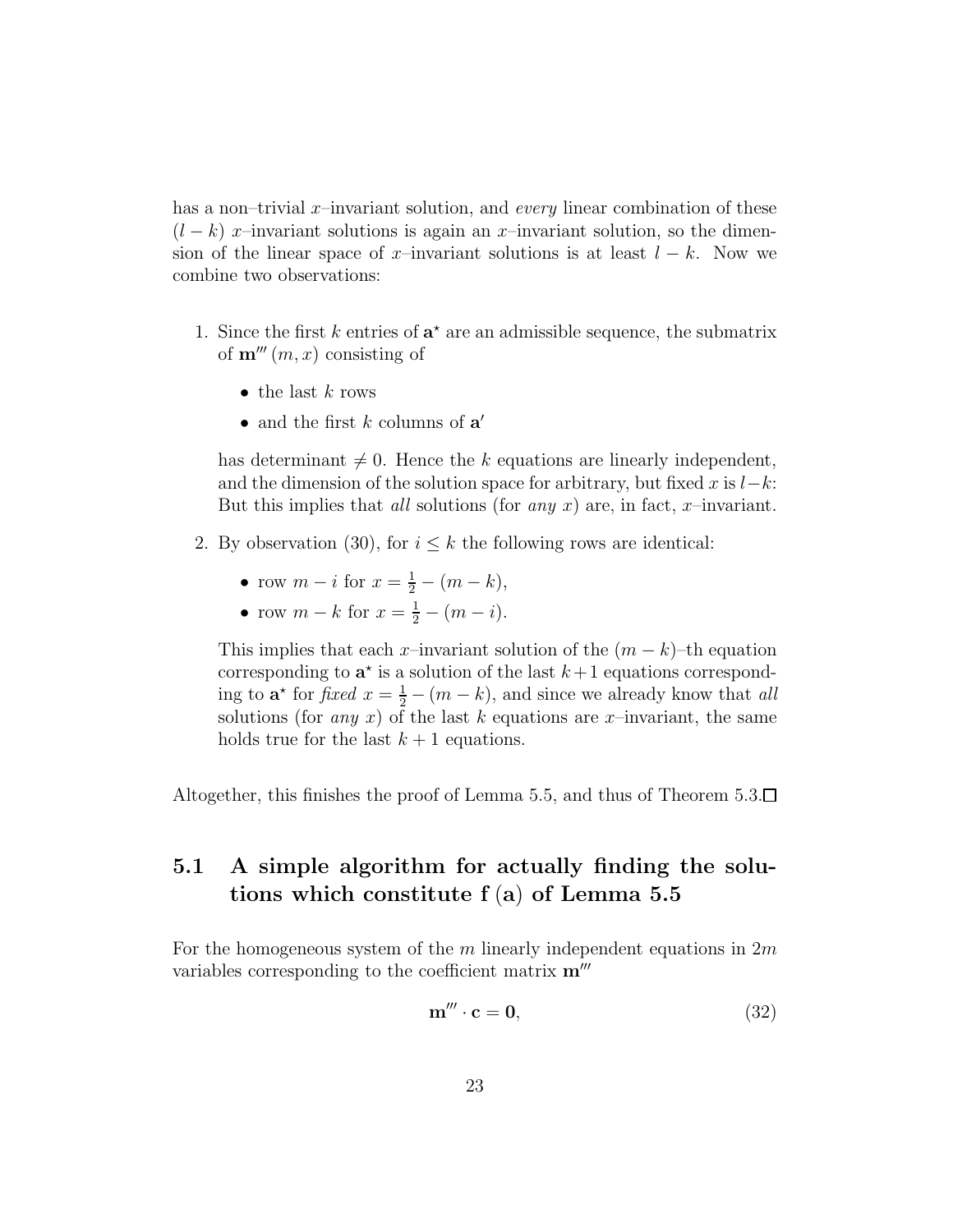has a non–trivial $x$–invariant solution, and *every* linear combination of these $(l-k)$ $x$–invariant solutions is again an $x$–invariant solution, so the dimension of the linear space of $x$–invariant solutions is at least $l-k$. Now we combine two observations:

1. Since the first $k$ entries of $\mathbf{a}^{\star}$ are an admissible sequence, the submatrix of $\mathbf{m}'''(m, x)$ consisting of

   - the last $k$ rows
   - and the first $k$ columns of $\mathbf{a}'$

   has determinant $\neq 0$. Hence the $k$ equations are linearly independent, and the dimension of the solution space for arbitrary, but fixed $x$ is $l-k$: But this implies that *all* solutions (for *any* $x$) are, in fact, $x$–invariant.

2. By observation (30), for $i \leq k$ the following rows are identical:

   - row $m-i$ for $x = \frac{1}{2} - (m-k)$,
   - row $m-k$ for $x = \frac{1}{2} - (m-i)$.

   This implies that each $x$–invariant solution of the $(m-k)$–th equation corresponding to $\mathbf{a}^{\star}$ is a solution of the last $k+1$ equations corresponding to $\mathbf{a}^{\star}$ for *fixed* $x = \frac{1}{2} - (m-k)$, and since we already know that *all* solutions (for *any* $x$) of the last $k$ equations are $x$–invariant, the same holds true for the last $k+1$ equations.

Altogether, this finishes the proof of Lemma 5.5, and thus of Theorem 5.3.□

## 5.1 A simple algorithm for actually finding the solutions which constitute f (a) of Lemma 5.5

For the homogeneous system of the $m$ linearly independent equations in $2m$ variables corresponding to the coefficient matrix $\mathbf{m}'''$

$$\mathbf{m}''' \cdot \mathbf{c} = \mathbf{0}, \tag{32}$$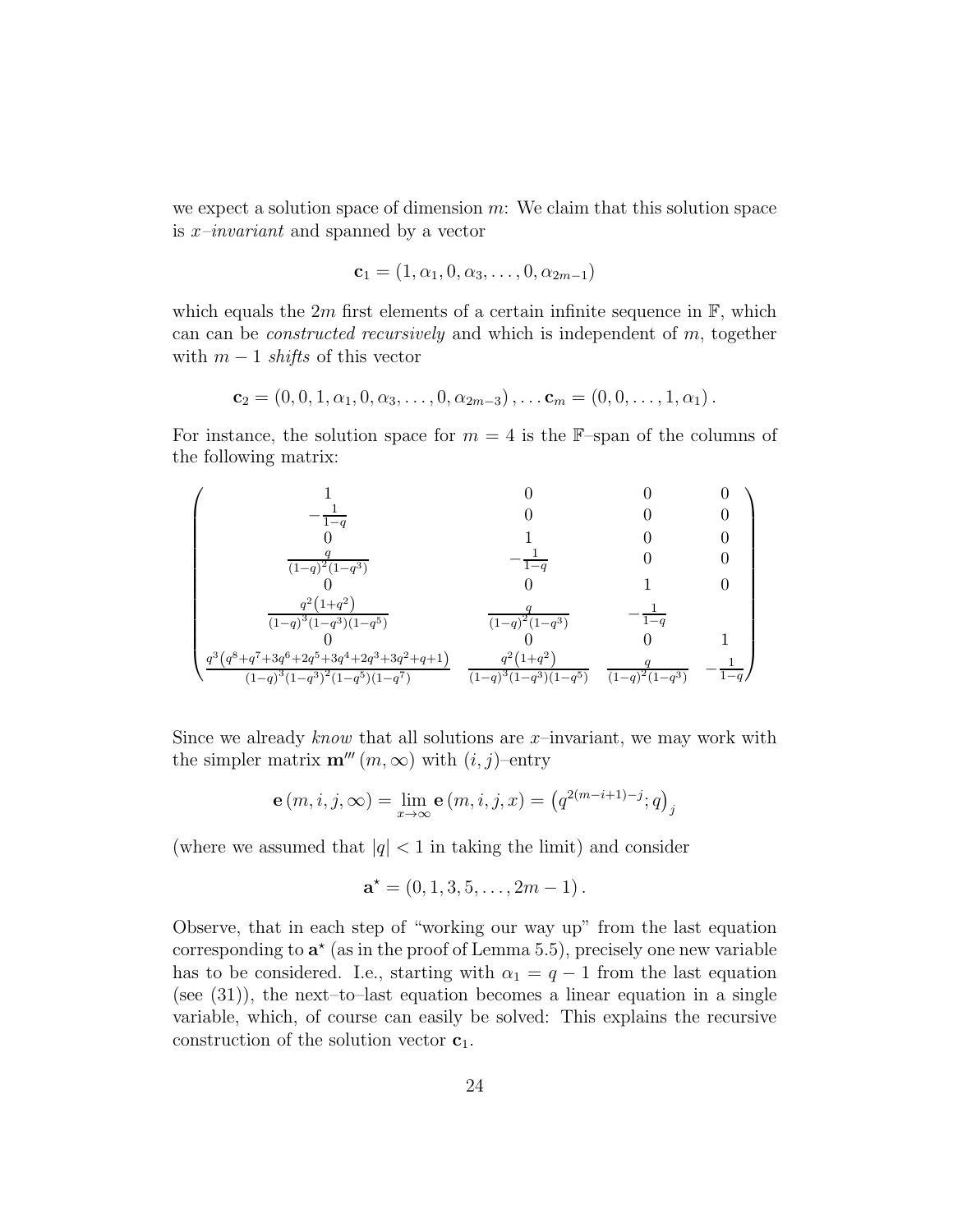we expect a solution space of dimension $m$: We claim that this solution space is *$x$–invariant* and spanned by a vector

$$\mathbf{c}_1 = (1, \alpha_1, 0, \alpha_3, \ldots, 0, \alpha_{2m-1})$$

which equals the $2m$ first elements of a certain infinite sequence in $\mathbb{F}$, which can can be *constructed recursively* and which is independent of $m$, together with $m-1$ *shifts* of this vector

$$\mathbf{c}_2 = (0, 0, 1, \alpha_1, 0, \alpha_3, \ldots, 0, \alpha_{2m-3}), \ldots \mathbf{c}_m = (0, 0, \ldots, 1, \alpha_1).$$

For instance, the solution space for $m = 4$ is the $\mathbb{F}$–span of the columns of the following matrix:

$$\begin{pmatrix}
1 & 0 & 0 & 0 \\
-\frac{1}{1-q} & 0 & 0 & 0 \\
0 & 1 & 0 & 0 \\
\frac{q}{(1-q)^2(1-q^3)} & -\frac{1}{1-q} & 0 & 0 \\
0 & 0 & 1 & 0 \\
\frac{q^2(1+q^2)}{(1-q)^3(1-q^3)(1-q^5)} & \frac{q}{(1-q)^2(1-q^3)} & -\frac{1}{1-q} & \\
0 & 0 & 0 & 1 \\
\frac{q^3(q^8+q^7+3q^6+2q^5+3q^4+2q^3+3q^2+q+1)}{(1-q)^3(1-q^3)^2(1-q^5)(1-q^7)} & \frac{q^2(1+q^2)}{(1-q)^3(1-q^3)(1-q^5)} & \frac{q}{(1-q)^2(1-q^3)} & -\frac{1}{1-q}
\end{pmatrix}$$

Since we already *know* that all solutions are $x$–invariant, we may work with the simpler matrix $\mathbf{m}'''(m, \infty)$ with $(i,j)$–entry

$$\mathbf{e}(m, i, j, \infty) = \lim_{x \to \infty} \mathbf{e}(m, i, j, x) = \left(q^{2(m-i+1)-j}; q\right)_j$$

(where we assumed that $|q| < 1$ in taking the limit) and consider

$$\mathbf{a}^\star = (0, 1, 3, 5, \ldots, 2m-1).$$

Observe, that in each step of "working our way up" from the last equation corresponding to $\mathbf{a}^\star$ (as in the proof of Lemma 5.5), precisely one new variable has to be considered. I.e., starting with $\alpha_1 = q - 1$ from the last equation (see (31)), the next–to–last equation becomes a linear equation in a single variable, which, of course can easily be solved: This explains the recursive construction of the solution vector $\mathbf{c}_1$.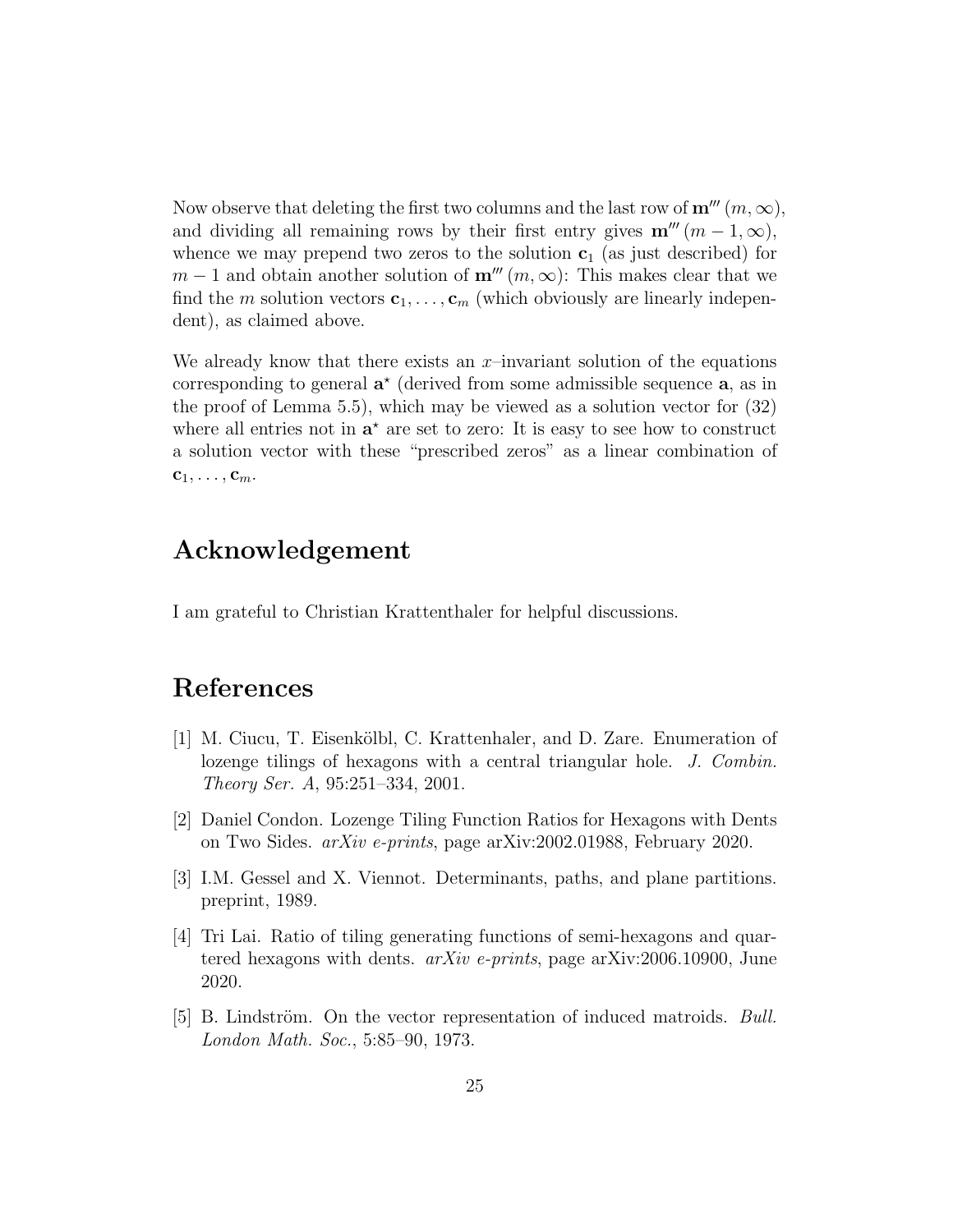Now observe that deleting the first two columns and the last row of $\mathbf{m}'''(m, \infty)$, and dividing all remaining rows by their first entry gives $\mathbf{m}'''(m-1, \infty)$, whence we may prepend two zeros to the solution $\mathbf{c}_1$ (as just described) for $m-1$ and obtain another solution of $\mathbf{m}'''(m, \infty)$: This makes clear that we find the $m$ solution vectors $\mathbf{c}_1, \dots, \mathbf{c}_m$ (which obviously are linearly independent), as claimed above.

We already know that there exists an $x$–invariant solution of the equations corresponding to general $\mathbf{a}^\star$ (derived from some admissible sequence $\mathbf{a}$, as in the proof of Lemma 5.5), which may be viewed as a solution vector for (32) where all entries not in $\mathbf{a}^\star$ are set to zero: It is easy to see how to construct a solution vector with these "prescribed zeros" as a linear combination of $\mathbf{c}_1, \dots, \mathbf{c}_m$.

## Acknowledgement

I am grateful to Christian Krattenthaler for helpful discussions.

## References

[1] M. Ciucu, T. Eisenkölbl, C. Krattenhaler, and D. Zare. Enumeration of lozenge tilings of hexagons with a central triangular hole. *J. Combin. Theory Ser. A*, 95:251–334, 2001.

[2] Daniel Condon. Lozenge Tiling Function Ratios for Hexagons with Dents on Two Sides. *arXiv e-prints*, page arXiv:2002.01988, February 2020.

[3] I.M. Gessel and X. Viennot. Determinants, paths, and plane partitions. preprint, 1989.

[4] Tri Lai. Ratio of tiling generating functions of semi-hexagons and quartered hexagons with dents. *arXiv e-prints*, page arXiv:2006.10900, June 2020.

[5] B. Lindström. On the vector representation of induced matroids. *Bull. London Math. Soc.*, 5:85–90, 1973.